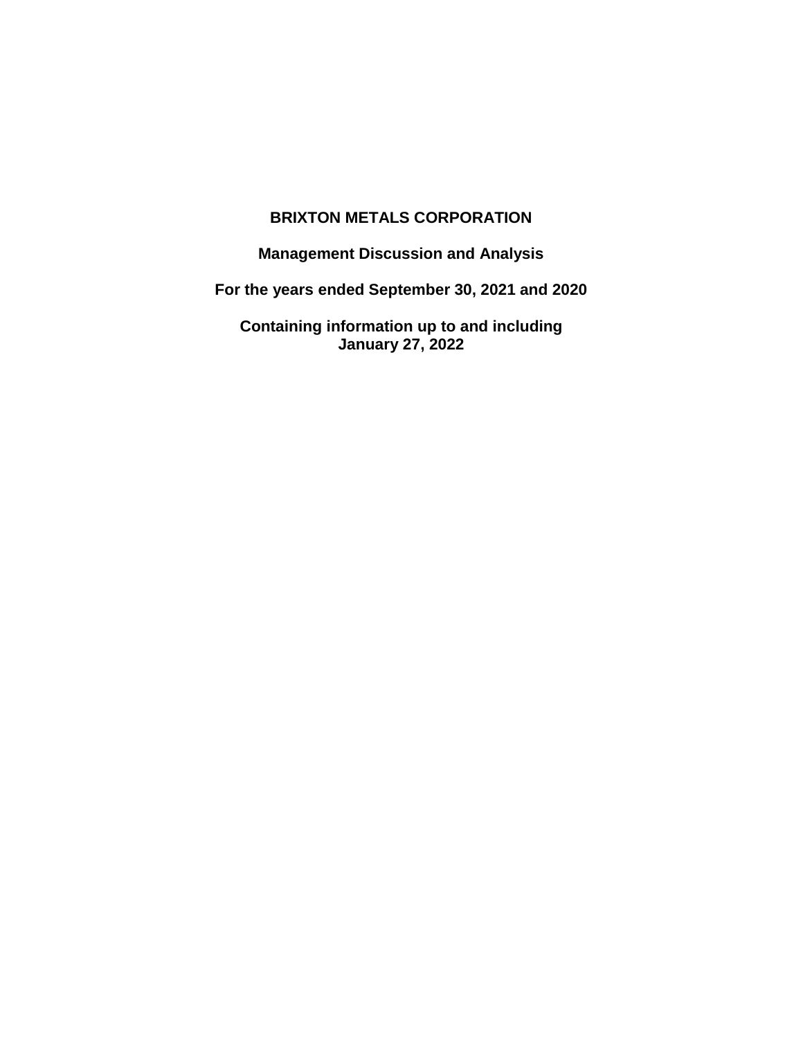# BRIXTON METALS CORPORATION

## Management Discussion and Analysis

## For the years ended September 30, 2021 and 2020

## Containing information up to and including January 27, 2022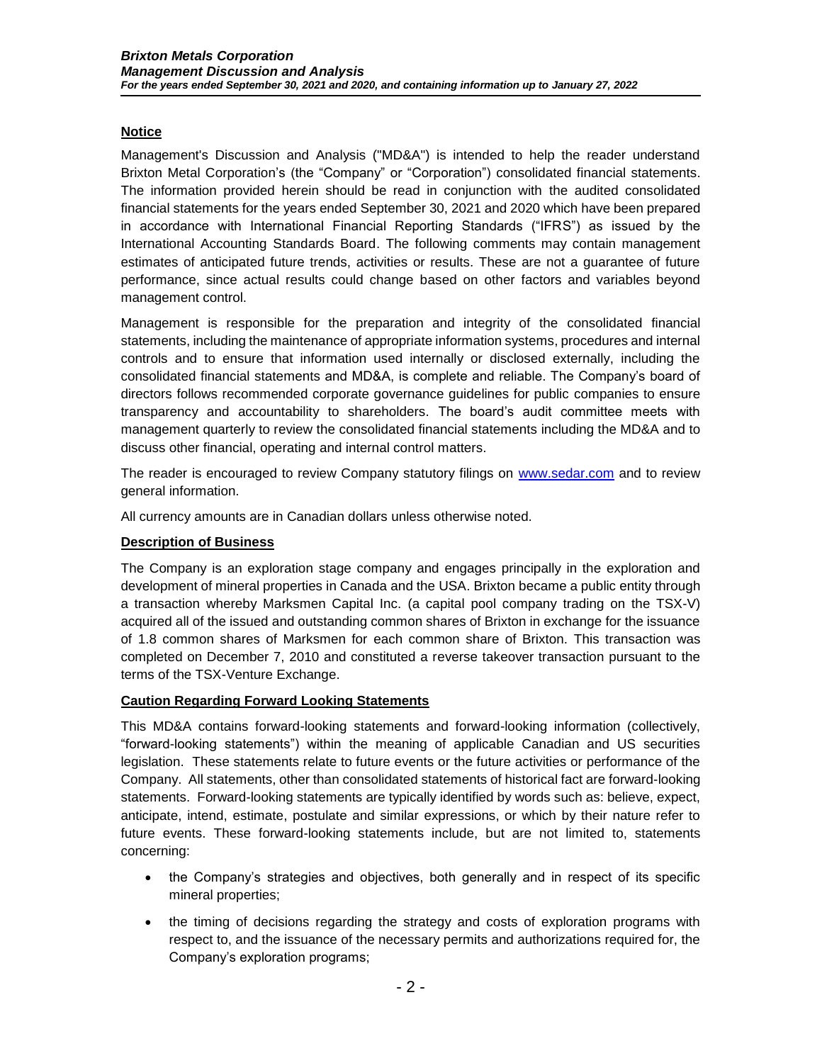## Notice

Management's Discussion and Analysis ("MD&A") is intended to help the reader understand Brixton Metal Corporation's (the "Company" or "Corporation") consolidated financial statements. The information provided herein should be read in conjunction with the audited consolidated financial statements for the years ended September 30, 2021 and 2020 which have been prepared in accordance with International Financial Reporting Standards ("IFRS") as issued by the International Accounting Standards Board. The following comments may contain management estimates of anticipated future trends, activities or results. These are not a guarantee of future performance, since actual results could change based on other factors and variables beyond management control.

Management is responsible for the preparation and integrity of the consolidated financial statements, including the maintenance of appropriate information systems, procedures and internal controls and to ensure that information used internally or disclosed externally, including the consolidated financial statements and MD&A, is complete and reliable. The Company's board of directors follows recommended corporate governance guidelines for public companies to ensure transparency and accountability to shareholders. The board's audit committee meets with management quarterly to review the consolidated financial statements including the MD&A and to discuss other financial, operating and internal control matters.

The reader is encouraged to review Company statutory filings on [www.sedar.com](http://www.sedar.com) and to review general information.

All currency amounts are in Canadian dollars unless otherwise noted.

## Description of Business

The Company is an exploration stage company and engages principally in the exploration and development of mineral properties in Canada and the USA. Brixton became a public entity through a transaction whereby Marksmen Capital Inc. (a capital pool company trading on the TSX-V) acquired all of the issued and outstanding common shares of Brixton in exchange for the issuance of 1.8 common shares of Marksmen for each common share of Brixton. This transaction was completed on December 7, 2010 and constituted a reverse takeover transaction pursuant to the terms of the TSX-Venture Exchange.

## Caution Regarding Forward Looking Statements

This MD&A contains forward-looking statements and forward-looking information (collectively, "forward-looking statements") within the meaning of applicable Canadian and US securities legislation. These statements relate to future events or the future activities or performance of the Company. All statements, other than consolidated statements of historical fact are forward-looking statements. Forward-looking statements are typically identified by words such as: believe, expect, anticipate, intend, estimate, postulate and similar expressions, or which by their nature refer to future events. These forward-looking statements include, but are not limited to, statements concerning:

- the Company's strategies and objectives, both generally and in respect of its specific mineral properties;
- the timing of decisions regarding the strategy and costs of exploration programs with respect to, and the issuance of the necessary permits and authorizations required for, the Company's exploration programs;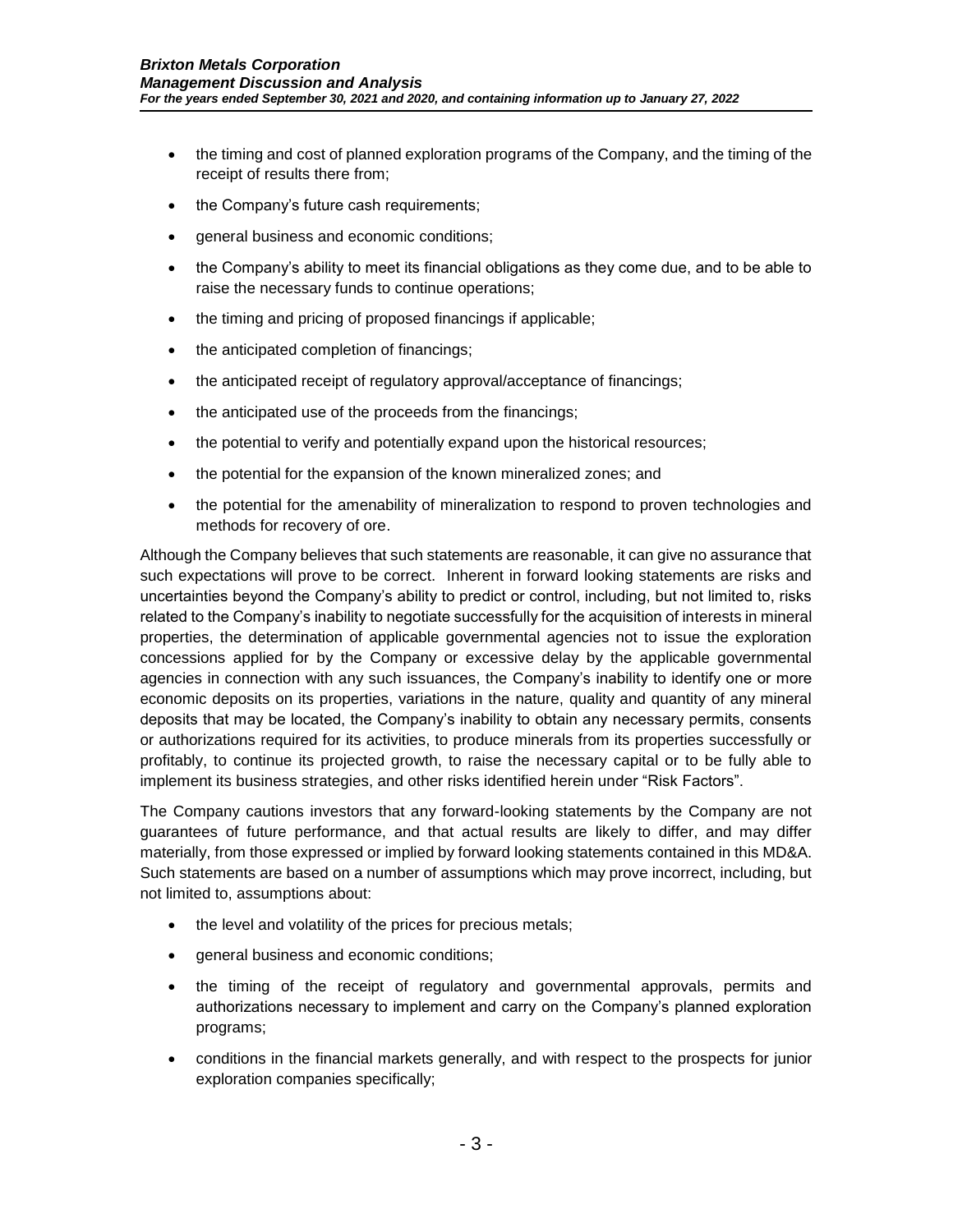- the timing and cost of planned exploration programs of the Company, and the timing of the receipt of results there from;
- the Company's future cash requirements;
- general business and economic conditions;
- the Company's ability to meet its financial obligations as they come due, and to be able to raise the necessary funds to continue operations;
- the timing and pricing of proposed financings if applicable;
- the anticipated completion of financings;
- the anticipated receipt of regulatory approval/acceptance of financings;
- the anticipated use of the proceeds from the financings;
- the potential to verify and potentially expand upon the historical resources;
- the potential for the expansion of the known mineralized zones; and
- the potential for the amenability of mineralization to respond to proven technologies and methods for recovery of ore.

Although the Company believes that such statements are reasonable, it can give no assurance that such expectations will prove to be correct. Inherent in forward looking statements are risks and uncertainties beyond the Company's ability to predict or control, including, but not limited to, risks related to the Company's inability to negotiate successfully for the acquisition of interests in mineral properties, the determination of applicable governmental agencies not to issue the exploration concessions applied for by the Company or excessive delay by the applicable governmental agencies in connection with any such issuances, the Company's inability to identify one or more economic deposits on its properties, variations in the nature, quality and quantity of any mineral deposits that may be located, the Company's inability to obtain any necessary permits, consents or authorizations required for its activities, to produce minerals from its properties successfully or profitably, to continue its projected growth, to raise the necessary capital or to be fully able to implement its business strategies, and other risks identified herein under "Risk Factors".

The Company cautions investors that any forward-looking statements by the Company are not guarantees of future performance, and that actual results are likely to differ, and may differ materially, from those expressed or implied by forward looking statements contained in this MD&A. Such statements are based on a number of assumptions which may prove incorrect, including, but not limited to, assumptions about:

- the level and volatility of the prices for precious metals;
- general business and economic conditions;
- the timing of the receipt of regulatory and governmental approvals, permits and authorizations necessary to implement and carry on the Company's planned exploration programs;
- conditions in the financial markets generally, and with respect to the prospects for junior exploration companies specifically;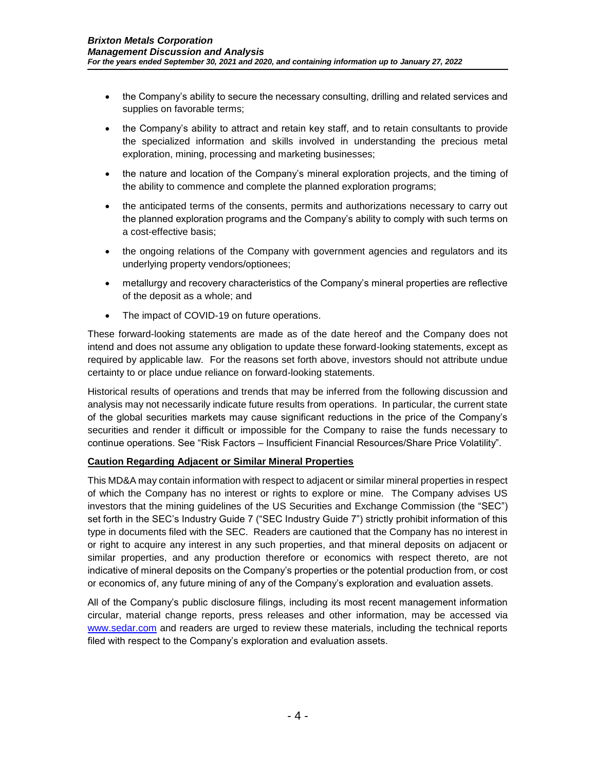- the Company's ability to secure the necessary consulting, drilling and related services and supplies on favorable terms;
- the Company's ability to attract and retain key staff, and to retain consultants to provide the specialized information and skills involved in understanding the precious metal exploration, mining, processing and marketing businesses;
- the nature and location of the Company's mineral exploration projects, and the timing of the ability to commence and complete the planned exploration programs;
- the anticipated terms of the consents, permits and authorizations necessary to carry out the planned exploration programs and the Company's ability to comply with such terms on a cost-effective basis;
- the ongoing relations of the Company with government agencies and regulators and its underlying property vendors/optionees;
- metallurgy and recovery characteristics of the Company's mineral properties are reflective of the deposit as a whole; and
- The impact of COVID-19 on future operations.

These forward-looking statements are made as of the date hereof and the Company does not intend and does not assume any obligation to update these forward-looking statements, except as required by applicable law. For the reasons set forth above, investors should not attribute undue certainty to or place undue reliance on forward-looking statements.

Historical results of operations and trends that may be inferred from the following discussion and analysis may not necessarily indicate future results from operations. In particular, the current state of the global securities markets may cause significant reductions in the price of the Company's securities and render it difficult or impossible for the Company to raise the funds necessary to continue operations. See "Risk Factors – Insufficient Financial Resources/Share Price Volatility".

**Caution Regarding Adjacent or Similar Mineral Properties**

This MD&A may contain information with respect to adjacent or similar mineral properties in respect of which the Company has no interest or rights to explore or mine. The Company advises US investors that the mining guidelines of the US Securities and Exchange Commission (the "SEC") set forth in the SEC's Industry Guide 7 ("SEC Industry Guide 7") strictly prohibit information of this type in documents filed with the SEC. Readers are cautioned that the Company has no interest in or right to acquire any interest in any such properties, and that mineral deposits on adjacent or similar properties, and any production therefore or economics with respect thereto, are not indicative of mineral deposits on the Company's properties or the potential production from, or cost or economics of, any future mining of any of the Company's exploration and evaluation assets.

All of the Company's public disclosure filings, including its most recent management information circular, material change reports, press releases and other information, may be accessed via www.sedar.com and readers are urged to review these materials, including the technical reports filed with respect to the Company's exploration and evaluation assets.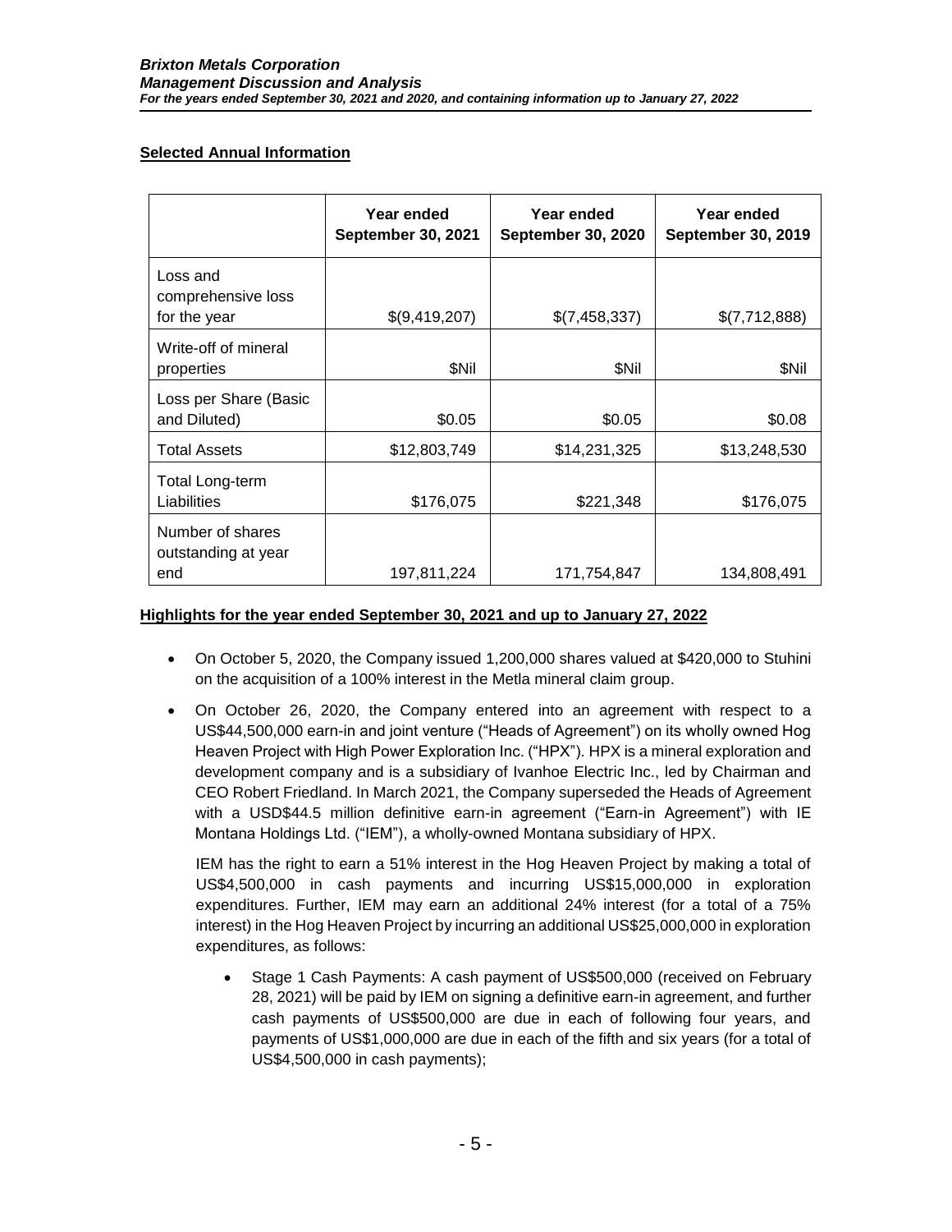## Selected Annual Information

| | Year ended September 30, 2021 | Year ended September 30, 2020 | Year ended September 30, 2019 |
|---|---|---|---|
| Loss and comprehensive loss for the year | $(9,419,207) | $(7,458,337) | $(7,712,888) |
| Write-off of mineral properties | $Nil | $Nil | $Nil |
| Loss per Share (Basic and Diluted) | $0.05 | $0.05 | $0.08 |
| Total Assets | $12,803,749 | $14,231,325 | $13,248,530 |
| Total Long-term Liabilities | $176,075 | $221,348 | $176,075 |
| Number of shares outstanding at year end | 197,811,224 | 171,754,847 | 134,808,491 |

## Highlights for the year ended September 30, 2021 and up to January 27, 2022

- On October 5, 2020, the Company issued 1,200,000 shares valued at $420,000 to Stuhini on the acquisition of a 100% interest in the Metla mineral claim group.
- On October 26, 2020, the Company entered into an agreement with respect to a US$44,500,000 earn-in and joint venture ("Heads of Agreement") on its wholly owned Hog Heaven Project with High Power Exploration Inc. ("HPX"). HPX is a mineral exploration and development company and is a subsidiary of Ivanhoe Electric Inc., led by Chairman and CEO Robert Friedland. In March 2021, the Company superseded the Heads of Agreement with a USD$44.5 million definitive earn-in agreement ("Earn-in Agreement") with IE Montana Holdings Ltd. ("IEM"), a wholly-owned Montana subsidiary of HPX.

  IEM has the right to earn a 51% interest in the Hog Heaven Project by making a total of US$4,500,000 in cash payments and incurring US$15,000,000 in exploration expenditures. Further, IEM may earn an additional 24% interest (for a total of a 75% interest) in the Hog Heaven Project by incurring an additional US$25,000,000 in exploration expenditures, as follows:

  - Stage 1 Cash Payments: A cash payment of US$500,000 (received on February 28, 2021) will be paid by IEM on signing a definitive earn-in agreement, and further cash payments of US$500,000 are due in each of following four years, and payments of US$1,000,000 are due in each of the fifth and six years (for a total of US$4,500,000 in cash payments);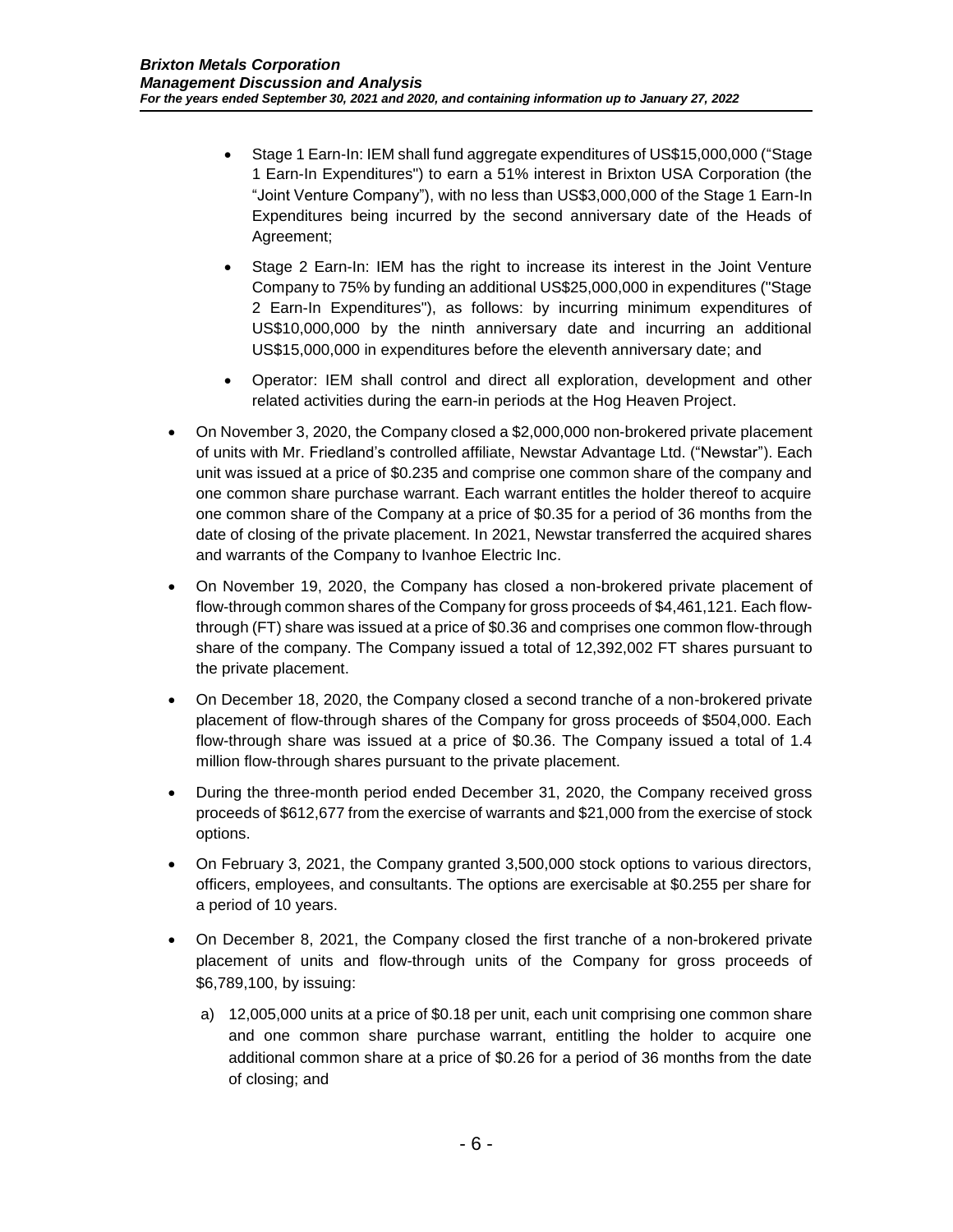- Stage 1 Earn-In: IEM shall fund aggregate expenditures of US$15,000,000 ("Stage 1 Earn-In Expenditures") to earn a 51% interest in Brixton USA Corporation (the "Joint Venture Company"), with no less than US$3,000,000 of the Stage 1 Earn-In Expenditures being incurred by the second anniversary date of the Heads of Agreement;
  - Stage 2 Earn-In: IEM has the right to increase its interest in the Joint Venture Company to 75% by funding an additional US$25,000,000 in expenditures ("Stage 2 Earn-In Expenditures"), as follows: by incurring minimum expenditures of US$10,000,000 by the ninth anniversary date and incurring an additional US$15,000,000 in expenditures before the eleventh anniversary date; and
  - Operator: IEM shall control and direct all exploration, development and other related activities during the earn-in periods at the Hog Heaven Project.

- On November 3, 2020, the Company closed a $2,000,000 non-brokered private placement of units with Mr. Friedland's controlled affiliate, Newstar Advantage Ltd. ("Newstar"). Each unit was issued at a price of $0.235 and comprise one common share of the company and one common share purchase warrant. Each warrant entitles the holder thereof to acquire one common share of the Company at a price of $0.35 for a period of 36 months from the date of closing of the private placement. In 2021, Newstar transferred the acquired shares and warrants of the Company to Ivanhoe Electric Inc.
- On November 19, 2020, the Company has closed a non-brokered private placement of flow-through common shares of the Company for gross proceeds of $4,461,121. Each flow-through (FT) share was issued at a price of $0.36 and comprises one common flow-through share of the company. The Company issued a total of 12,392,002 FT shares pursuant to the private placement.
- On December 18, 2020, the Company closed a second tranche of a non-brokered private placement of flow-through shares of the Company for gross proceeds of $504,000. Each flow-through share was issued at a price of $0.36. The Company issued a total of 1.4 million flow-through shares pursuant to the private placement.
- During the three-month period ended December 31, 2020, the Company received gross proceeds of $612,677 from the exercise of warrants and $21,000 from the exercise of stock options.
- On February 3, 2021, the Company granted 3,500,000 stock options to various directors, officers, employees, and consultants. The options are exercisable at $0.255 per share for a period of 10 years.
- On December 8, 2021, the Company closed the first tranche of a non-brokered private placement of units and flow-through units of the Company for gross proceeds of $6,789,100, by issuing:

  a) 12,005,000 units at a price of $0.18 per unit, each unit comprising one common share and one common share purchase warrant, entitling the holder to acquire one additional common share at a price of $0.26 for a period of 36 months from the date of closing; and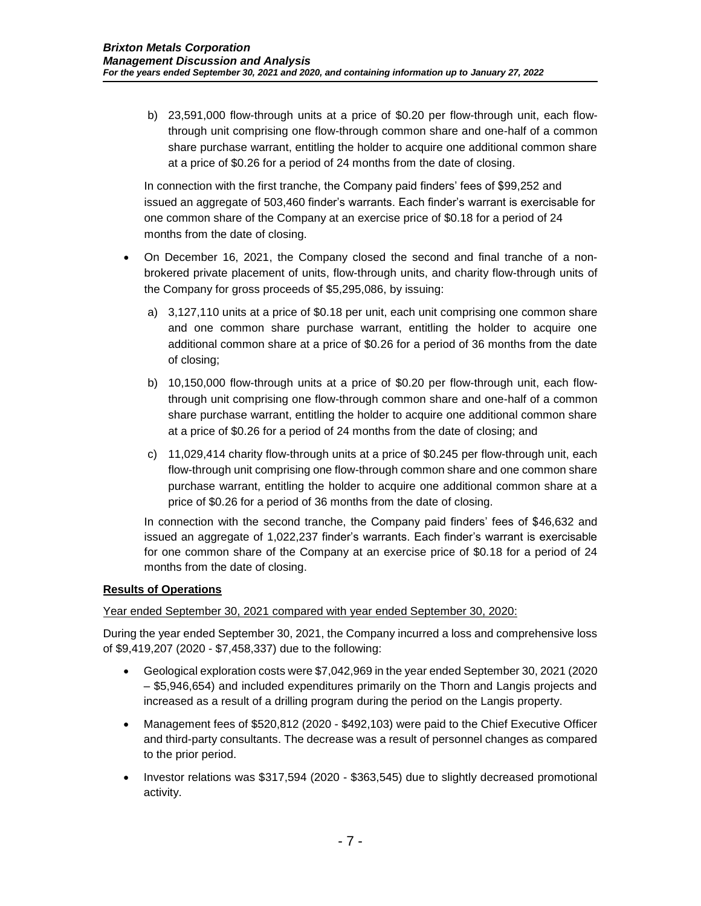b) 23,591,000 flow-through units at a price of $0.20 per flow-through unit, each flow-through unit comprising one flow-through common share and one-half of a common share purchase warrant, entitling the holder to acquire one additional common share at a price of $0.26 for a period of 24 months from the date of closing.

In connection with the first tranche, the Company paid finders' fees of $99,252 and issued an aggregate of 503,460 finder's warrants. Each finder's warrant is exercisable for one common share of the Company at an exercise price of $0.18 for a period of 24 months from the date of closing.

- On December 16, 2021, the Company closed the second and final tranche of a non-brokered private placement of units, flow-through units, and charity flow-through units of the Company for gross proceeds of $5,295,086, by issuing:

  a) 3,127,110 units at a price of $0.18 per unit, each unit comprising one common share and one common share purchase warrant, entitling the holder to acquire one additional common share at a price of $0.26 for a period of 36 months from the date of closing;

  b) 10,150,000 flow-through units at a price of $0.20 per flow-through unit, each flow-through unit comprising one flow-through common share and one-half of a common share purchase warrant, entitling the holder to acquire one additional common share at a price of $0.26 for a period of 24 months from the date of closing; and

  c) 11,029,414 charity flow-through units at a price of $0.245 per flow-through unit, each flow-through unit comprising one flow-through common share and one common share purchase warrant, entitling the holder to acquire one additional common share at a price of $0.26 for a period of 36 months from the date of closing.

  In connection with the second tranche, the Company paid finders' fees of $46,632 and issued an aggregate of 1,022,237 finder's warrants. Each finder's warrant is exercisable for one common share of the Company at an exercise price of $0.18 for a period of 24 months from the date of closing.

**Results of Operations**

Year ended September 30, 2021 compared with year ended September 30, 2020:

During the year ended September 30, 2021, the Company incurred a loss and comprehensive loss of $9,419,207 (2020 - $7,458,337) due to the following:

- Geological exploration costs were $7,042,969 in the year ended September 30, 2021 (2020 – $5,946,654) and included expenditures primarily on the Thorn and Langis projects and increased as a result of a drilling program during the period on the Langis property.
- Management fees of $520,812 (2020 - $492,103) were paid to the Chief Executive Officer and third-party consultants. The decrease was a result of personnel changes as compared to the prior period.
- Investor relations was $317,594 (2020 - $363,545) due to slightly decreased promotional activity.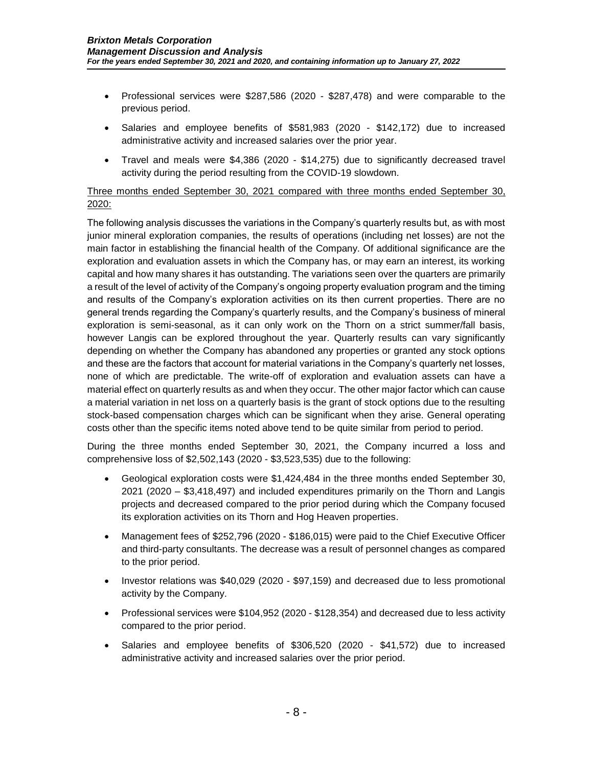- Professional services were \$287,586 (2020 - \$287,478) and were comparable to the previous period.
- Salaries and employee benefits of \$581,983 (2020 - \$142,172) due to increased administrative activity and increased salaries over the prior year.
- Travel and meals were \$4,386 (2020 - \$14,275) due to significantly decreased travel activity during the period resulting from the COVID-19 slowdown.

<u>Three months ended September 30, 2021 compared with three months ended September 30, 2020:</u>

The following analysis discusses the variations in the Company's quarterly results but, as with most junior mineral exploration companies, the results of operations (including net losses) are not the main factor in establishing the financial health of the Company. Of additional significance are the exploration and evaluation assets in which the Company has, or may earn an interest, its working capital and how many shares it has outstanding. The variations seen over the quarters are primarily a result of the level of activity of the Company's ongoing property evaluation program and the timing and results of the Company's exploration activities on its then current properties. There are no general trends regarding the Company's quarterly results, and the Company's business of mineral exploration is semi-seasonal, as it can only work on the Thorn on a strict summer/fall basis, however Langis can be explored throughout the year. Quarterly results can vary significantly depending on whether the Company has abandoned any properties or granted any stock options and these are the factors that account for material variations in the Company's quarterly net losses, none of which are predictable. The write-off of exploration and evaluation assets can have a material effect on quarterly results as and when they occur. The other major factor which can cause a material variation in net loss on a quarterly basis is the grant of stock options due to the resulting stock-based compensation charges which can be significant when they arise. General operating costs other than the specific items noted above tend to be quite similar from period to period.

During the three months ended September 30, 2021, the Company incurred a loss and comprehensive loss of \$2,502,143 (2020 - \$3,523,535) due to the following:

- Geological exploration costs were \$1,424,484 in the three months ended September 30, 2021 (2020 – \$3,418,497) and included expenditures primarily on the Thorn and Langis projects and decreased compared to the prior period during which the Company focused its exploration activities on its Thorn and Hog Heaven properties.
- Management fees of \$252,796 (2020 - \$186,015) were paid to the Chief Executive Officer and third-party consultants. The decrease was a result of personnel changes as compared to the prior period.
- Investor relations was \$40,029 (2020 - \$97,159) and decreased due to less promotional activity by the Company.
- Professional services were \$104,952 (2020 - \$128,354) and decreased due to less activity compared to the prior period.
- Salaries and employee benefits of \$306,520 (2020 - \$41,572) due to increased administrative activity and increased salaries over the prior period.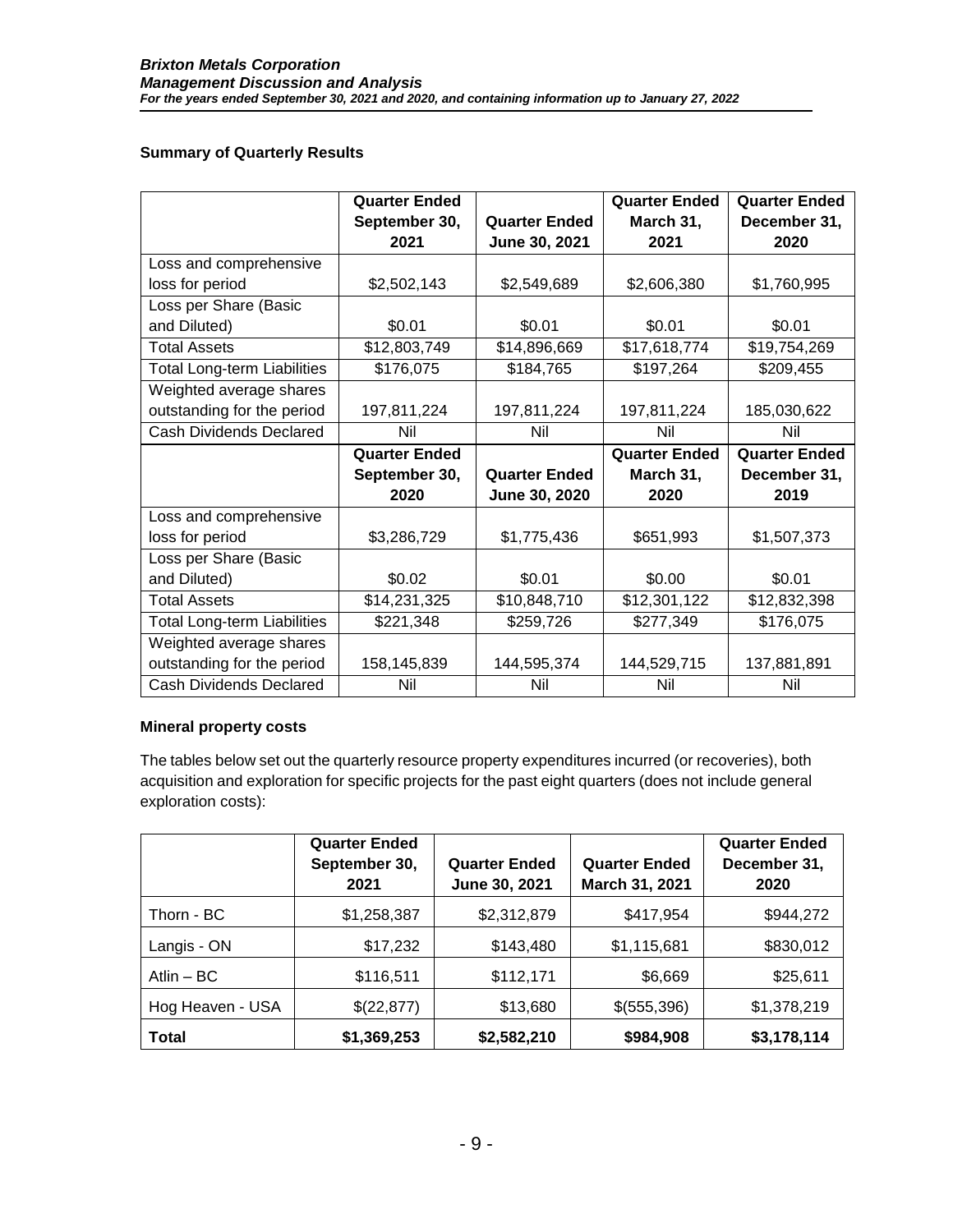## Summary of Quarterly Results

| | Quarter Ended September 30, 2021 | Quarter Ended June 30, 2021 | Quarter Ended March 31, 2021 | Quarter Ended December 31, 2020 |
|---|---|---|---|---|
| Loss and comprehensive loss for period | $2,502,143 | $2,549,689 | $2,606,380 | $1,760,995 |
| Loss per Share (Basic and Diluted) | $0.01 | $0.01 | $0.01 | $0.01 |
| Total Assets | $12,803,749 | $14,896,669 | $17,618,774 | $19,754,269 |
| Total Long-term Liabilities | $176,075 | $184,765 | $197,264 | $209,455 |
| Weighted average shares outstanding for the period | 197,811,224 | 197,811,224 | 197,811,224 | 185,030,622 |
| Cash Dividends Declared | Nil | Nil | Nil | Nil |
| | **Quarter Ended September 30, 2020** | **Quarter Ended June 30, 2020** | **Quarter Ended March 31, 2020** | **Quarter Ended December 31, 2019** |
| Loss and comprehensive loss for period | $3,286,729 | $1,775,436 | $651,993 | $1,507,373 |
| Loss per Share (Basic and Diluted) | $0.02 | $0.01 | $0.00 | $0.01 |
| Total Assets | $14,231,325 | $10,848,710 | $12,301,122 | $12,832,398 |
| Total Long-term Liabilities | $221,348 | $259,726 | $277,349 | $176,075 |
| Weighted average shares outstanding for the period | 158,145,839 | 144,595,374 | 144,529,715 | 137,881,891 |
| Cash Dividends Declared | Nil | Nil | Nil | Nil |

## Mineral property costs

The tables below set out the quarterly resource property expenditures incurred (or recoveries), both acquisition and exploration for specific projects for the past eight quarters (does not include general exploration costs):

| | Quarter Ended September 30, 2021 | Quarter Ended June 30, 2021 | Quarter Ended March 31, 2021 | Quarter Ended December 31, 2020 |
|---|---|---|---|---|
| Thorn - BC | $1,258,387 | $2,312,879 | $417,954 | $944,272 |
| Langis - ON | $17,232 | $143,480 | $1,115,681 | $830,012 |
| Atlin – BC | $116,511 | $112,171 | $6,669 | $25,611 |
| Hog Heaven - USA | $(22,877) | $13,680 | $(555,396) | $1,378,219 |
| **Total** | **$1,369,253** | **$2,582,210** | **$984,908** | **$3,178,114** |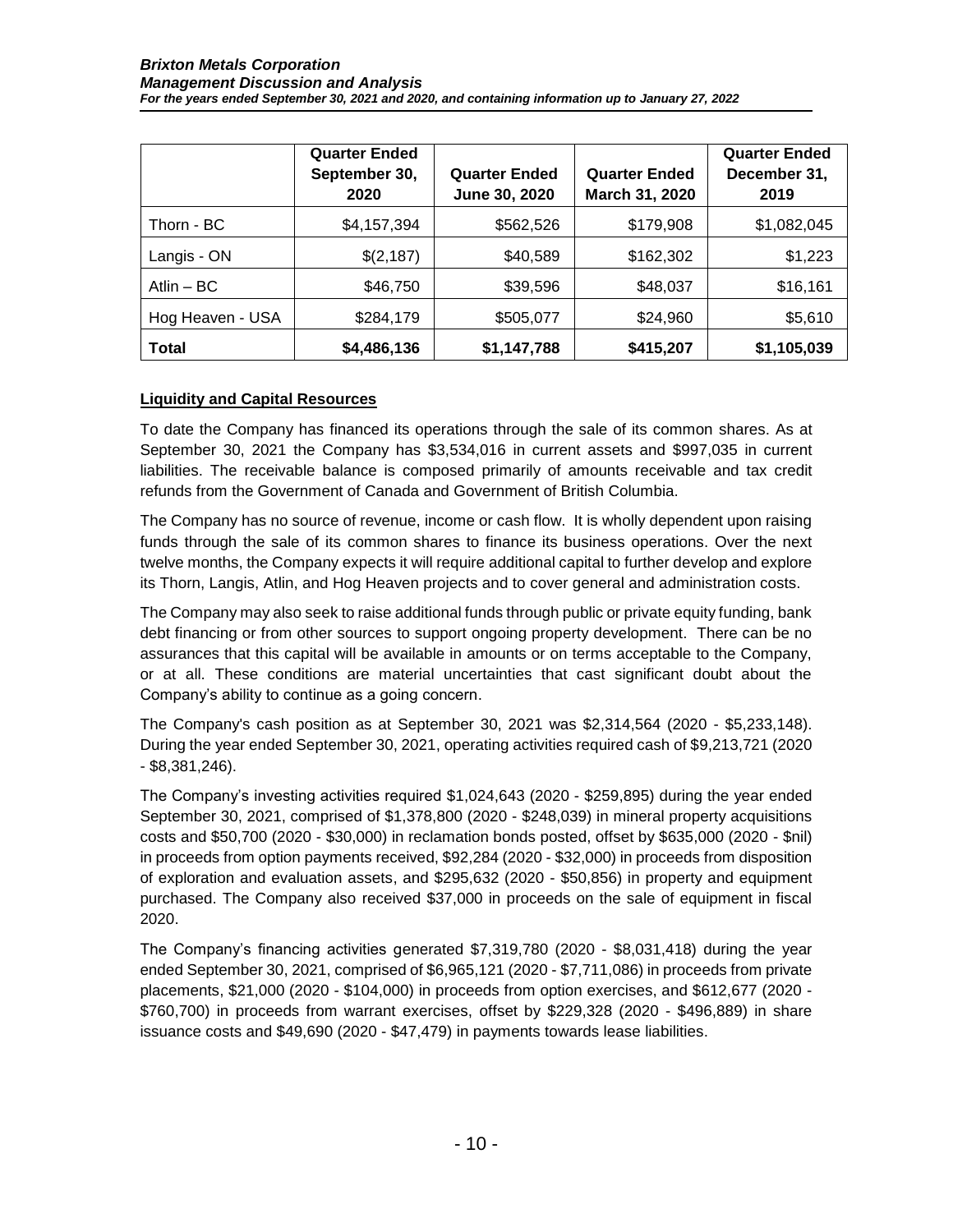| | Quarter Ended September 30, 2020 | Quarter Ended June 30, 2020 | Quarter Ended March 31, 2020 | Quarter Ended December 31, 2019 |
|---|---|---|---|---|
| Thorn - BC | $4,157,394 | $562,526 | $179,908 | $1,082,045 |
| Langis - ON | $(2,187) | $40,589 | $162,302 | $1,223 |
| Atlin – BC | $46,750 | $39,596 | $48,037 | $16,161 |
| Hog Heaven - USA | $284,179 | $505,077 | $24,960 | $5,610 |
| **Total** | **$4,486,136** | **$1,147,788** | **$415,207** | **$1,105,039** |

## Liquidity and Capital Resources

To date the Company has financed its operations through the sale of its common shares. As at September 30, 2021 the Company has $3,534,016 in current assets and $997,035 in current liabilities. The receivable balance is composed primarily of amounts receivable and tax credit refunds from the Government of Canada and Government of British Columbia.

The Company has no source of revenue, income or cash flow. It is wholly dependent upon raising funds through the sale of its common shares to finance its business operations. Over the next twelve months, the Company expects it will require additional capital to further develop and explore its Thorn, Langis, Atlin, and Hog Heaven projects and to cover general and administration costs.

The Company may also seek to raise additional funds through public or private equity funding, bank debt financing or from other sources to support ongoing property development. There can be no assurances that this capital will be available in amounts or on terms acceptable to the Company, or at all. These conditions are material uncertainties that cast significant doubt about the Company's ability to continue as a going concern.

The Company's cash position as at September 30, 2021 was $2,314,564 (2020 - $5,233,148). During the year ended September 30, 2021, operating activities required cash of $9,213,721 (2020 - $8,381,246).

The Company's investing activities required $1,024,643 (2020 - $259,895) during the year ended September 30, 2021, comprised of $1,378,800 (2020 - $248,039) in mineral property acquisitions costs and $50,700 (2020 - $30,000) in reclamation bonds posted, offset by $635,000 (2020 - $nil) in proceeds from option payments received, $92,284 (2020 - $32,000) in proceeds from disposition of exploration and evaluation assets, and $295,632 (2020 - $50,856) in property and equipment purchased. The Company also received $37,000 in proceeds on the sale of equipment in fiscal 2020.

The Company's financing activities generated $7,319,780 (2020 - $8,031,418) during the year ended September 30, 2021, comprised of $6,965,121 (2020 - $7,711,086) in proceeds from private placements, $21,000 (2020 - $104,000) in proceeds from option exercises, and $612,677 (2020 - $760,700) in proceeds from warrant exercises, offset by $229,328 (2020 - $496,889) in share issuance costs and $49,690 (2020 - $47,479) in payments towards lease liabilities.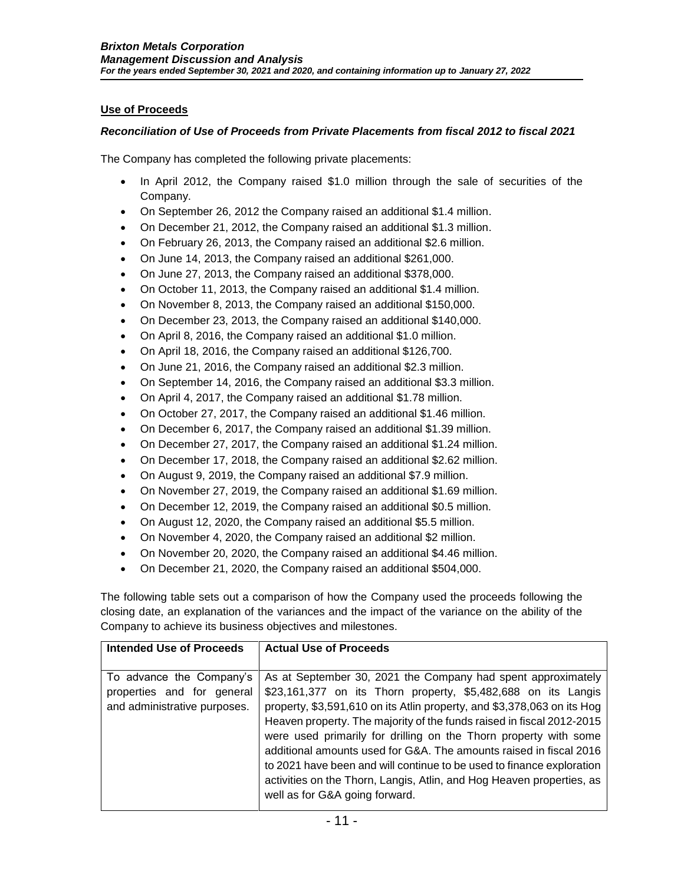## Use of Proceeds

### *Reconciliation of Use of Proceeds from Private Placements from fiscal 2012 to fiscal 2021*

The Company has completed the following private placements:

- In April 2012, the Company raised $1.0 million through the sale of securities of the Company.
- On September 26, 2012 the Company raised an additional $1.4 million.
- On December 21, 2012, the Company raised an additional $1.3 million.
- On February 26, 2013, the Company raised an additional $2.6 million.
- On June 14, 2013, the Company raised an additional $261,000.
- On June 27, 2013, the Company raised an additional $378,000.
- On October 11, 2013, the Company raised an additional $1.4 million.
- On November 8, 2013, the Company raised an additional $150,000.
- On December 23, 2013, the Company raised an additional $140,000.
- On April 8, 2016, the Company raised an additional $1.0 million.
- On April 18, 2016, the Company raised an additional $126,700.
- On June 21, 2016, the Company raised an additional $2.3 million.
- On September 14, 2016, the Company raised an additional $3.3 million.
- On April 4, 2017, the Company raised an additional $1.78 million.
- On October 27, 2017, the Company raised an additional $1.46 million.
- On December 6, 2017, the Company raised an additional $1.39 million.
- On December 27, 2017, the Company raised an additional $1.24 million.
- On December 17, 2018, the Company raised an additional $2.62 million.
- On August 9, 2019, the Company raised an additional $7.9 million.
- On November 27, 2019, the Company raised an additional $1.69 million.
- On December 12, 2019, the Company raised an additional $0.5 million.
- On August 12, 2020, the Company raised an additional $5.5 million.
- On November 4, 2020, the Company raised an additional $2 million.
- On November 20, 2020, the Company raised an additional $4.46 million.
- On December 21, 2020, the Company raised an additional $504,000.

The following table sets out a comparison of how the Company used the proceeds following the closing date, an explanation of the variances and the impact of the variance on the ability of the Company to achieve its business objectives and milestones.

| Intended Use of Proceeds | Actual Use of Proceeds |
|---|---|
| To advance the Company's properties and for general and administrative purposes. | As at September 30, 2021 the Company had spent approximately $23,161,377 on its Thorn property, $5,482,688 on its Langis property, $3,591,610 on its Atlin property, and $3,378,063 on its Hog Heaven property. The majority of the funds raised in fiscal 2012-2015 were used primarily for drilling on the Thorn property with some additional amounts used for G&A. The amounts raised in fiscal 2016 to 2021 have been and will continue to be used to finance exploration activities on the Thorn, Langis, Atlin, and Hog Heaven properties, as well as for G&A going forward. |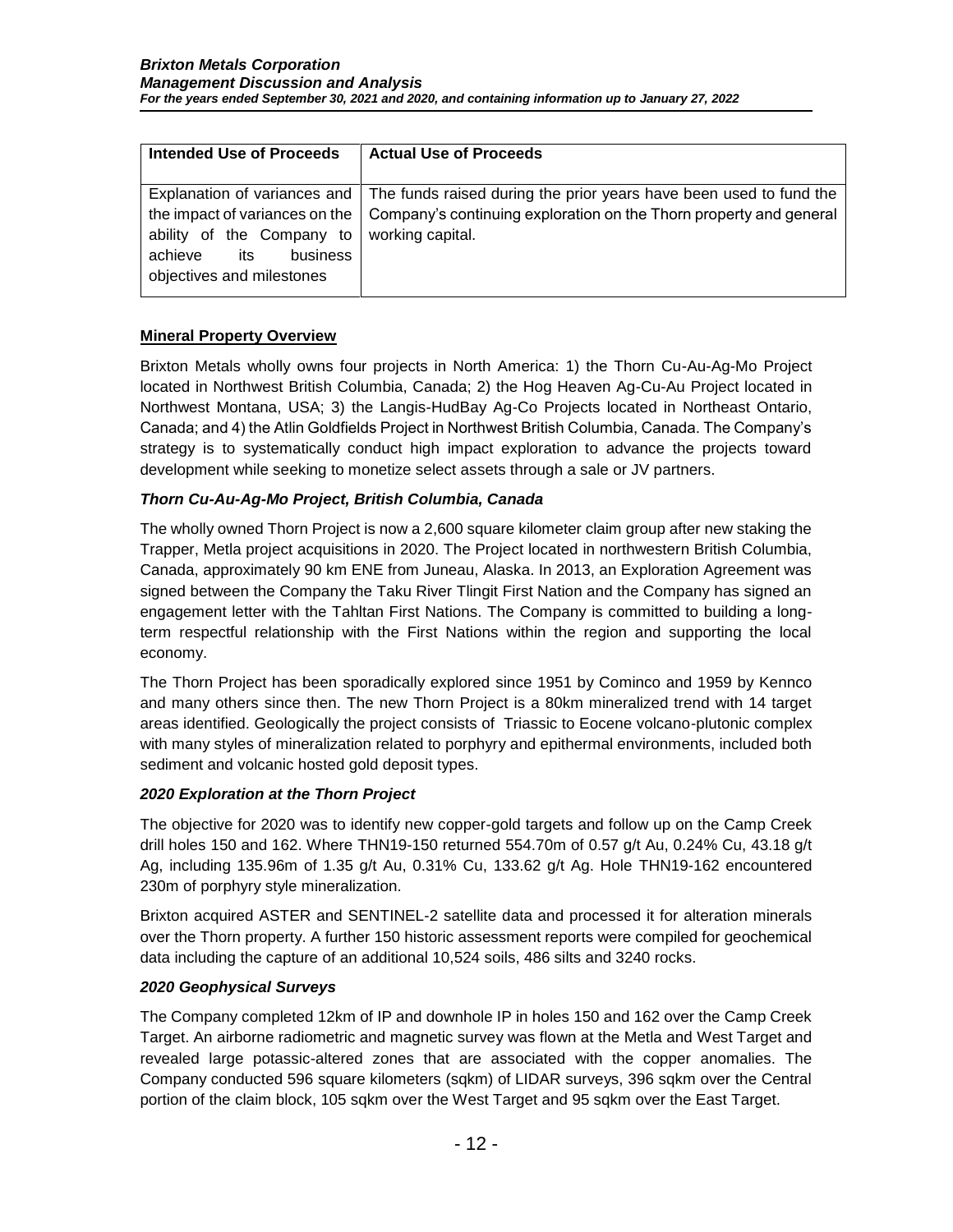| Intended Use of Proceeds | Actual Use of Proceeds |
|---|---|
| Explanation of variances and the impact of variances on the ability of the Company to achieve its business objectives and milestones | The funds raised during the prior years have been used to fund the Company's continuing exploration on the Thorn property and general working capital. |

## Mineral Property Overview

Brixton Metals wholly owns four projects in North America: 1) the Thorn Cu-Au-Ag-Mo Project located in Northwest British Columbia, Canada; 2) the Hog Heaven Ag-Cu-Au Project located in Northwest Montana, USA; 3) the Langis-HudBay Ag-Co Projects located in Northeast Ontario, Canada; and 4) the Atlin Goldfields Project in Northwest British Columbia, Canada. The Company's strategy is to systematically conduct high impact exploration to advance the projects toward development while seeking to monetize select assets through a sale or JV partners.

### *Thorn Cu-Au-Ag-Mo Project, British Columbia, Canada*

The wholly owned Thorn Project is now a 2,600 square kilometer claim group after new staking the Trapper, Metla project acquisitions in 2020. The Project located in northwestern British Columbia, Canada, approximately 90 km ENE from Juneau, Alaska. In 2013, an Exploration Agreement was signed between the Company the Taku River Tlingit First Nation and the Company has signed an engagement letter with the Tahltan First Nations. The Company is committed to building a long-term respectful relationship with the First Nations within the region and supporting the local economy.

The Thorn Project has been sporadically explored since 1951 by Cominco and 1959 by Kennco and many others since then. The new Thorn Project is a 80km mineralized trend with 14 target areas identified. Geologically the project consists of Triassic to Eocene volcano-plutonic complex with many styles of mineralization related to porphyry and epithermal environments, included both sediment and volcanic hosted gold deposit types.

### *2020 Exploration at the Thorn Project*

The objective for 2020 was to identify new copper-gold targets and follow up on the Camp Creek drill holes 150 and 162. Where THN19-150 returned 554.70m of 0.57 g/t Au, 0.24% Cu, 43.18 g/t Ag, including 135.96m of 1.35 g/t Au, 0.31% Cu, 133.62 g/t Ag. Hole THN19-162 encountered 230m of porphyry style mineralization.

Brixton acquired ASTER and SENTINEL-2 satellite data and processed it for alteration minerals over the Thorn property. A further 150 historic assessment reports were compiled for geochemical data including the capture of an additional 10,524 soils, 486 silts and 3240 rocks.

### *2020 Geophysical Surveys*

The Company completed 12km of IP and downhole IP in holes 150 and 162 over the Camp Creek Target. An airborne radiometric and magnetic survey was flown at the Metla and West Target and revealed large potassic-altered zones that are associated with the copper anomalies. The Company conducted 596 square kilometers (sqkm) of LIDAR surveys, 396 sqkm over the Central portion of the claim block, 105 sqkm over the West Target and 95 sqkm over the East Target.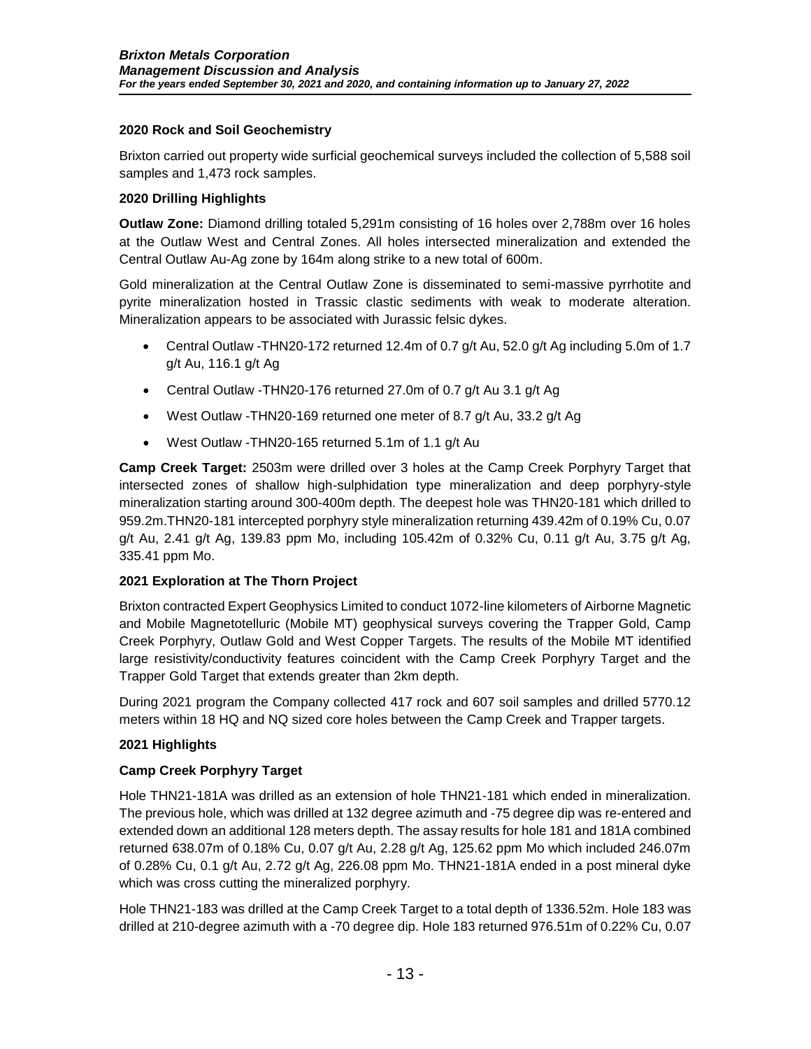### 2020 Rock and Soil Geochemistry

Brixton carried out property wide surficial geochemical surveys included the collection of 5,588 soil samples and 1,473 rock samples.

### 2020 Drilling Highlights

**Outlaw Zone:** Diamond drilling totaled 5,291m consisting of 16 holes over 2,788m over 16 holes at the Outlaw West and Central Zones. All holes intersected mineralization and extended the Central Outlaw Au-Ag zone by 164m along strike to a new total of 600m.

Gold mineralization at the Central Outlaw Zone is disseminated to semi-massive pyrrhotite and pyrite mineralization hosted in Trassic clastic sediments with weak to moderate alteration. Mineralization appears to be associated with Jurassic felsic dykes.

- Central Outlaw -THN20-172 returned 12.4m of 0.7 g/t Au, 52.0 g/t Ag including 5.0m of 1.7 g/t Au, 116.1 g/t Ag
- Central Outlaw -THN20-176 returned 27.0m of 0.7 g/t Au 3.1 g/t Ag
- West Outlaw -THN20-169 returned one meter of 8.7 g/t Au, 33.2 g/t Ag
- West Outlaw -THN20-165 returned 5.1m of 1.1 g/t Au

**Camp Creek Target:** 2503m were drilled over 3 holes at the Camp Creek Porphyry Target that intersected zones of shallow high-sulphidation type mineralization and deep porphyry-style mineralization starting around 300-400m depth. The deepest hole was THN20-181 which drilled to 959.2m.THN20-181 intercepted porphyry style mineralization returning 439.42m of 0.19% Cu, 0.07 g/t Au, 2.41 g/t Ag, 139.83 ppm Mo, including 105.42m of 0.32% Cu, 0.11 g/t Au, 3.75 g/t Ag, 335.41 ppm Mo.

### 2021 Exploration at The Thorn Project

Brixton contracted Expert Geophysics Limited to conduct 1072-line kilometers of Airborne Magnetic and Mobile Magnetotelluric (Mobile MT) geophysical surveys covering the Trapper Gold, Camp Creek Porphyry, Outlaw Gold and West Copper Targets. The results of the Mobile MT identified large resistivity/conductivity features coincident with the Camp Creek Porphyry Target and the Trapper Gold Target that extends greater than 2km depth.

During 2021 program the Company collected 417 rock and 607 soil samples and drilled 5770.12 meters within 18 HQ and NQ sized core holes between the Camp Creek and Trapper targets.

### 2021 Highlights

### Camp Creek Porphyry Target

Hole THN21-181A was drilled as an extension of hole THN21-181 which ended in mineralization. The previous hole, which was drilled at 132 degree azimuth and -75 degree dip was re-entered and extended down an additional 128 meters depth. The assay results for hole 181 and 181A combined returned 638.07m of 0.18% Cu, 0.07 g/t Au, 2.28 g/t Ag, 125.62 ppm Mo which included 246.07m of 0.28% Cu, 0.1 g/t Au, 2.72 g/t Ag, 226.08 ppm Mo. THN21-181A ended in a post mineral dyke which was cross cutting the mineralized porphyry.

Hole THN21-183 was drilled at the Camp Creek Target to a total depth of 1336.52m. Hole 183 was drilled at 210-degree azimuth with a -70 degree dip. Hole 183 returned 976.51m of 0.22% Cu, 0.07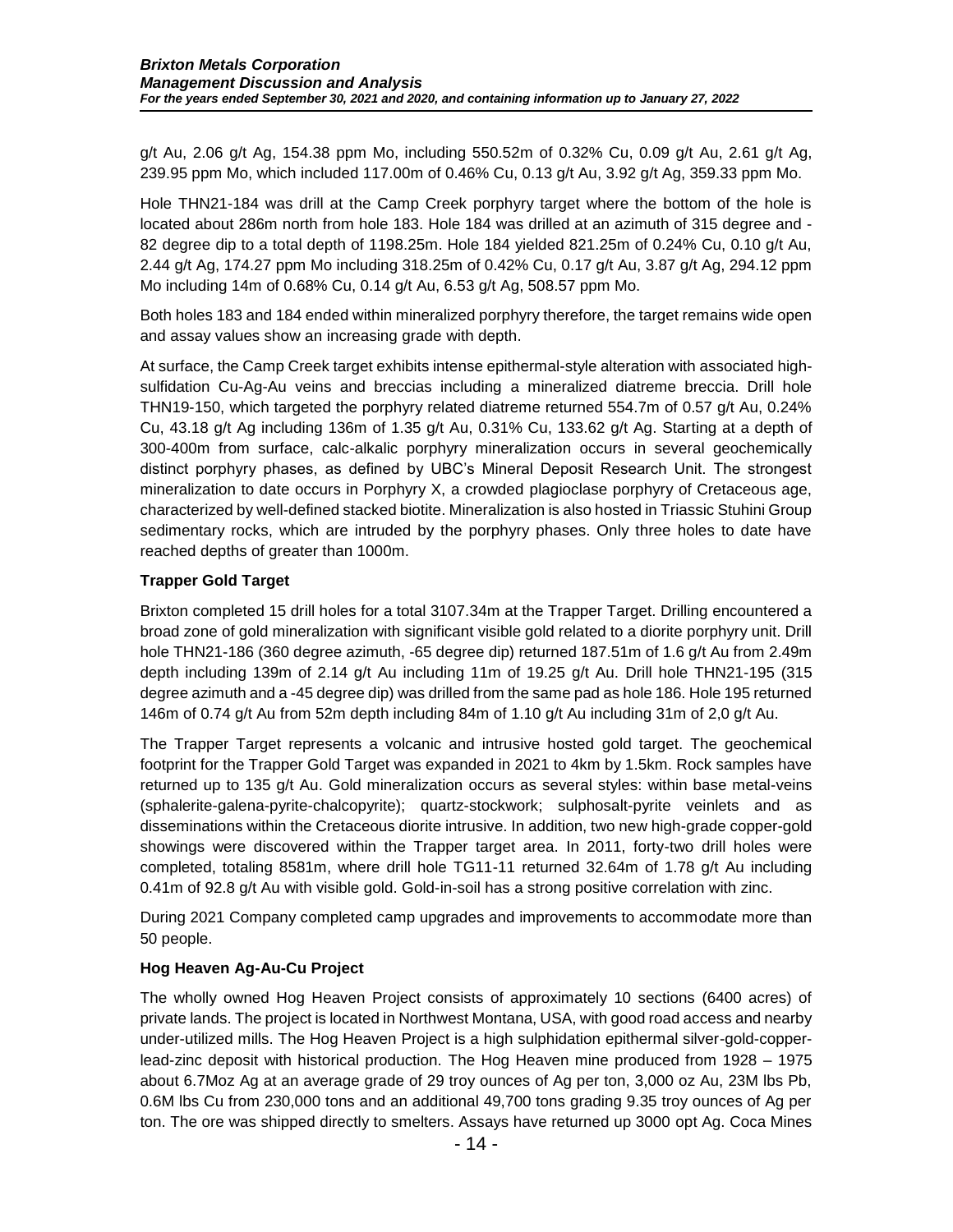g/t Au, 2.06 g/t Ag, 154.38 ppm Mo, including 550.52m of 0.32% Cu, 0.09 g/t Au, 2.61 g/t Ag, 239.95 ppm Mo, which included 117.00m of 0.46% Cu, 0.13 g/t Au, 3.92 g/t Ag, 359.33 ppm Mo.

Hole THN21-184 was drill at the Camp Creek porphyry target where the bottom of the hole is located about 286m north from hole 183. Hole 184 was drilled at an azimuth of 315 degree and -82 degree dip to a total depth of 1198.25m. Hole 184 yielded 821.25m of 0.24% Cu, 0.10 g/t Au, 2.44 g/t Ag, 174.27 ppm Mo including 318.25m of 0.42% Cu, 0.17 g/t Au, 3.87 g/t Ag, 294.12 ppm Mo including 14m of 0.68% Cu, 0.14 g/t Au, 6.53 g/t Ag, 508.57 ppm Mo.

Both holes 183 and 184 ended within mineralized porphyry therefore, the target remains wide open and assay values show an increasing grade with depth.

At surface, the Camp Creek target exhibits intense epithermal-style alteration with associated high-sulfidation Cu-Ag-Au veins and breccias including a mineralized diatreme breccia. Drill hole THN19-150, which targeted the porphyry related diatreme returned 554.7m of 0.57 g/t Au, 0.24% Cu, 43.18 g/t Ag including 136m of 1.35 g/t Au, 0.31% Cu, 133.62 g/t Ag. Starting at a depth of 300-400m from surface, calc-alkalic porphyry mineralization occurs in several geochemically distinct porphyry phases, as defined by UBC's Mineral Deposit Research Unit. The strongest mineralization to date occurs in Porphyry X, a crowded plagioclase porphyry of Cretaceous age, characterized by well-defined stacked biotite. Mineralization is also hosted in Triassic Stuhini Group sedimentary rocks, which are intruded by the porphyry phases. Only three holes to date have reached depths of greater than 1000m.

**Trapper Gold Target**

Brixton completed 15 drill holes for a total 3107.34m at the Trapper Target. Drilling encountered a broad zone of gold mineralization with significant visible gold related to a diorite porphyry unit. Drill hole THN21-186 (360 degree azimuth, -65 degree dip) returned 187.51m of 1.6 g/t Au from 2.49m depth including 139m of 2.14 g/t Au including 11m of 19.25 g/t Au. Drill hole THN21-195 (315 degree azimuth and a -45 degree dip) was drilled from the same pad as hole 186. Hole 195 returned 146m of 0.74 g/t Au from 52m depth including 84m of 1.10 g/t Au including 31m of 2,0 g/t Au.

The Trapper Target represents a volcanic and intrusive hosted gold target. The geochemical footprint for the Trapper Gold Target was expanded in 2021 to 4km by 1.5km. Rock samples have returned up to 135 g/t Au. Gold mineralization occurs as several styles: within base metal-veins (sphalerite-galena-pyrite-chalcopyrite); quartz-stockwork; sulphosalt-pyrite veinlets and as disseminations within the Cretaceous diorite intrusive. In addition, two new high-grade copper-gold showings were discovered within the Trapper target area. In 2011, forty-two drill holes were completed, totaling 8581m, where drill hole TG11-11 returned 32.64m of 1.78 g/t Au including 0.41m of 92.8 g/t Au with visible gold. Gold-in-soil has a strong positive correlation with zinc.

During 2021 Company completed camp upgrades and improvements to accommodate more than 50 people.

**Hog Heaven Ag-Au-Cu Project**

The wholly owned Hog Heaven Project consists of approximately 10 sections (6400 acres) of private lands. The project is located in Northwest Montana, USA, with good road access and nearby under-utilized mills. The Hog Heaven Project is a high sulphidation epithermal silver-gold-copper-lead-zinc deposit with historical production. The Hog Heaven mine produced from 1928 – 1975 about 6.7Moz Ag at an average grade of 29 troy ounces of Ag per ton, 3,000 oz Au, 23M lbs Pb, 0.6M lbs Cu from 230,000 tons and an additional 49,700 tons grading 9.35 troy ounces of Ag per ton. The ore was shipped directly to smelters. Assays have returned up 3000 opt Ag. Coca Mines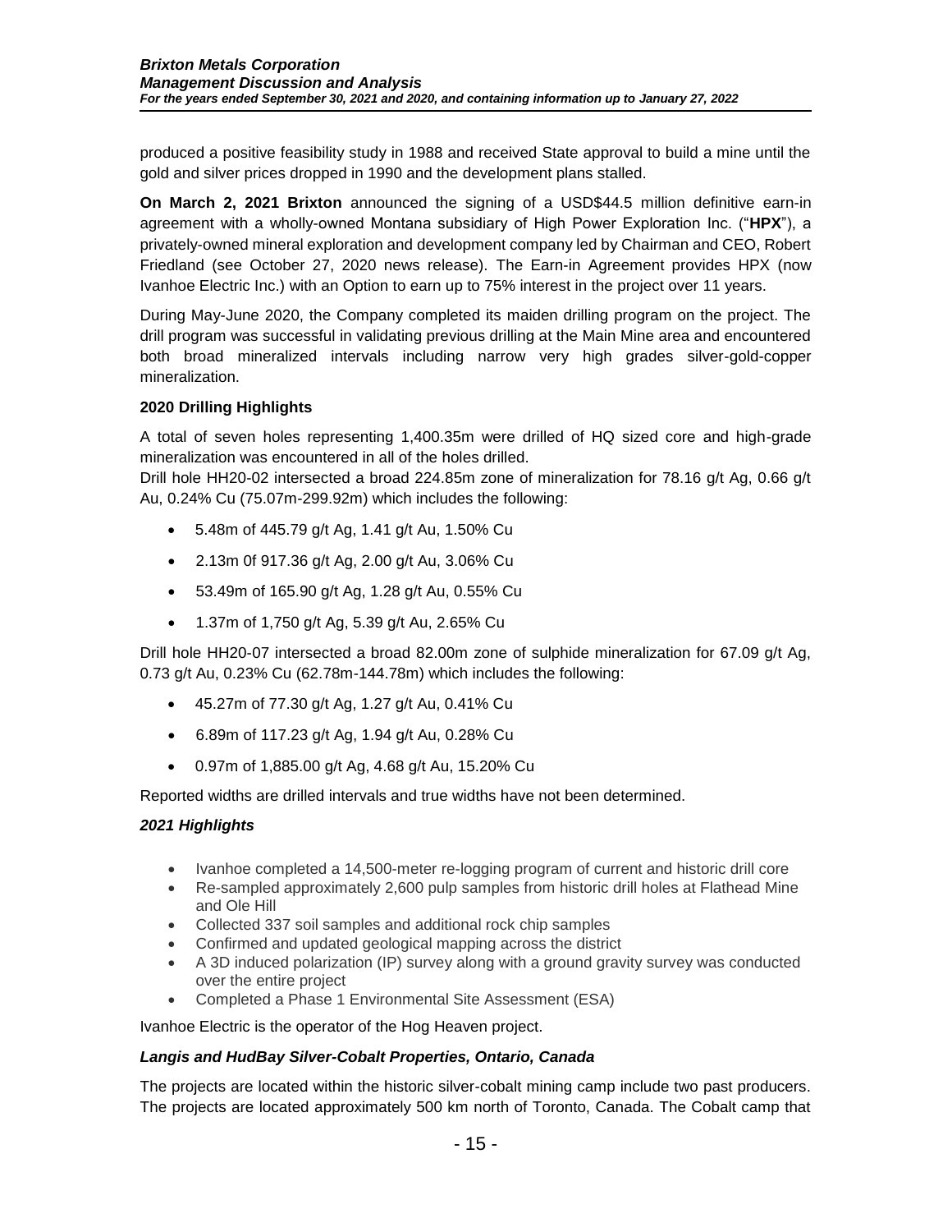produced a positive feasibility study in 1988 and received State approval to build a mine until the gold and silver prices dropped in 1990 and the development plans stalled.

**On March 2, 2021 Brixton** announced the signing of a USD$44.5 million definitive earn-in agreement with a wholly-owned Montana subsidiary of High Power Exploration Inc. ("**HPX**"), a privately-owned mineral exploration and development company led by Chairman and CEO, Robert Friedland (see October 27, 2020 news release). The Earn-in Agreement provides HPX (now Ivanhoe Electric Inc.) with an Option to earn up to 75% interest in the project over 11 years.

During May-June 2020, the Company completed its maiden drilling program on the project. The drill program was successful in validating previous drilling at the Main Mine area and encountered both broad mineralized intervals including narrow very high grades silver-gold-copper mineralization.

**2020 Drilling Highlights**

A total of seven holes representing 1,400.35m were drilled of HQ sized core and high-grade mineralization was encountered in all of the holes drilled.
Drill hole HH20-02 intersected a broad 224.85m zone of mineralization for 78.16 g/t Ag, 0.66 g/t Au, 0.24% Cu (75.07m-299.92m) which includes the following:

- 5.48m of 445.79 g/t Ag, 1.41 g/t Au, 1.50% Cu
- 2.13m 0f 917.36 g/t Ag, 2.00 g/t Au, 3.06% Cu
- 53.49m of 165.90 g/t Ag, 1.28 g/t Au, 0.55% Cu
- 1.37m of 1,750 g/t Ag, 5.39 g/t Au, 2.65% Cu

Drill hole HH20-07 intersected a broad 82.00m zone of sulphide mineralization for 67.09 g/t Ag, 0.73 g/t Au, 0.23% Cu (62.78m-144.78m) which includes the following:

- 45.27m of 77.30 g/t Ag, 1.27 g/t Au, 0.41% Cu
- 6.89m of 117.23 g/t Ag, 1.94 g/t Au, 0.28% Cu
- 0.97m of 1,885.00 g/t Ag, 4.68 g/t Au, 15.20% Cu

Reported widths are drilled intervals and true widths have not been determined.

***2021 Highlights***

- Ivanhoe completed a 14,500-meter re-logging program of current and historic drill core
- Re-sampled approximately 2,600 pulp samples from historic drill holes at Flathead Mine and Ole Hill
- Collected 337 soil samples and additional rock chip samples
- Confirmed and updated geological mapping across the district
- A 3D induced polarization (IP) survey along with a ground gravity survey was conducted over the entire project
- Completed a Phase 1 Environmental Site Assessment (ESA)

Ivanhoe Electric is the operator of the Hog Heaven project.

***Langis and HudBay Silver-Cobalt Properties, Ontario, Canada***

The projects are located within the historic silver-cobalt mining camp include two past producers. The projects are located approximately 500 km north of Toronto, Canada. The Cobalt camp that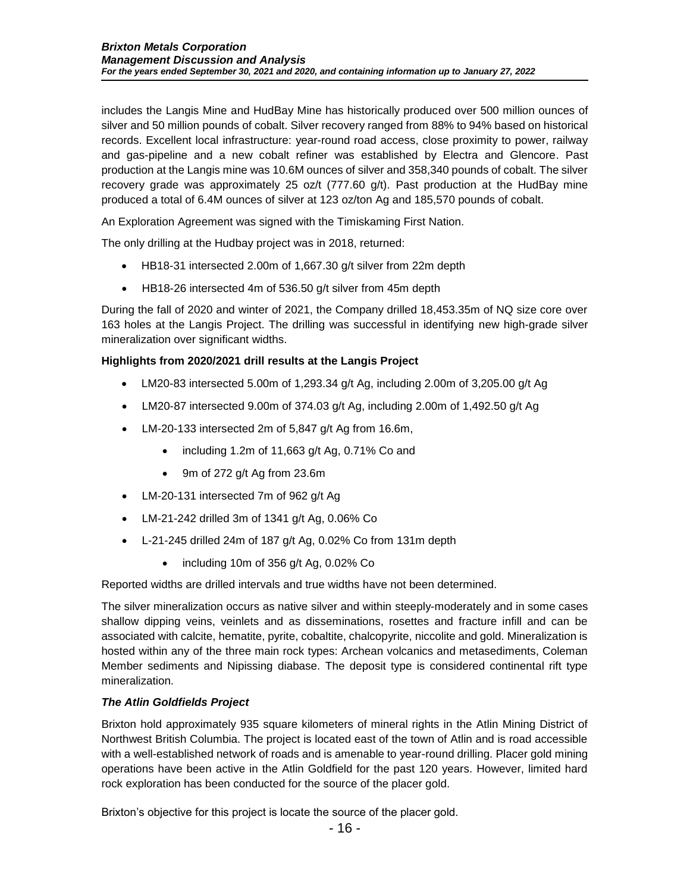includes the Langis Mine and HudBay Mine has historically produced over 500 million ounces of silver and 50 million pounds of cobalt. Silver recovery ranged from 88% to 94% based on historical records. Excellent local infrastructure: year-round road access, close proximity to power, railway and gas-pipeline and a new cobalt refiner was established by Electra and Glencore. Past production at the Langis mine was 10.6M ounces of silver and 358,340 pounds of cobalt. The silver recovery grade was approximately 25 oz/t (777.60 g/t). Past production at the HudBay mine produced a total of 6.4M ounces of silver at 123 oz/ton Ag and 185,570 pounds of cobalt.

An Exploration Agreement was signed with the Timiskaming First Nation.

The only drilling at the Hudbay project was in 2018, returned:

- HB18-31 intersected 2.00m of 1,667.30 g/t silver from 22m depth
- HB18-26 intersected 4m of 536.50 g/t silver from 45m depth

During the fall of 2020 and winter of 2021, the Company drilled 18,453.35m of NQ size core over 163 holes at the Langis Project. The drilling was successful in identifying new high-grade silver mineralization over significant widths.

**Highlights from 2020/2021 drill results at the Langis Project**

- LM20-83 intersected 5.00m of 1,293.34 g/t Ag, including 2.00m of 3,205.00 g/t Ag
- LM20-87 intersected 9.00m of 374.03 g/t Ag, including 2.00m of 1,492.50 g/t Ag
- LM-20-133 intersected 2m of 5,847 g/t Ag from 16.6m,
  - including 1.2m of 11,663 g/t Ag, 0.71% Co and
  - 9m of 272 g/t Ag from 23.6m
- LM-20-131 intersected 7m of 962 g/t Ag
- LM-21-242 drilled 3m of 1341 g/t Ag, 0.06% Co
- L-21-245 drilled 24m of 187 g/t Ag, 0.02% Co from 131m depth
  - including 10m of 356 g/t Ag, 0.02% Co

Reported widths are drilled intervals and true widths have not been determined.

The silver mineralization occurs as native silver and within steeply-moderately and in some cases shallow dipping veins, veinlets and as disseminations, rosettes and fracture infill and can be associated with calcite, hematite, pyrite, cobaltite, chalcopyrite, niccolite and gold. Mineralization is hosted within any of the three main rock types: Archean volcanics and metasediments, Coleman Member sediments and Nipissing diabase. The deposit type is considered continental rift type mineralization.

***The Atlin Goldfields Project***

Brixton hold approximately 935 square kilometers of mineral rights in the Atlin Mining District of Northwest British Columbia. The project is located east of the town of Atlin and is road accessible with a well-established network of roads and is amenable to year-round drilling. Placer gold mining operations have been active in the Atlin Goldfield for the past 120 years. However, limited hard rock exploration has been conducted for the source of the placer gold.

Brixton's objective for this project is locate the source of the placer gold.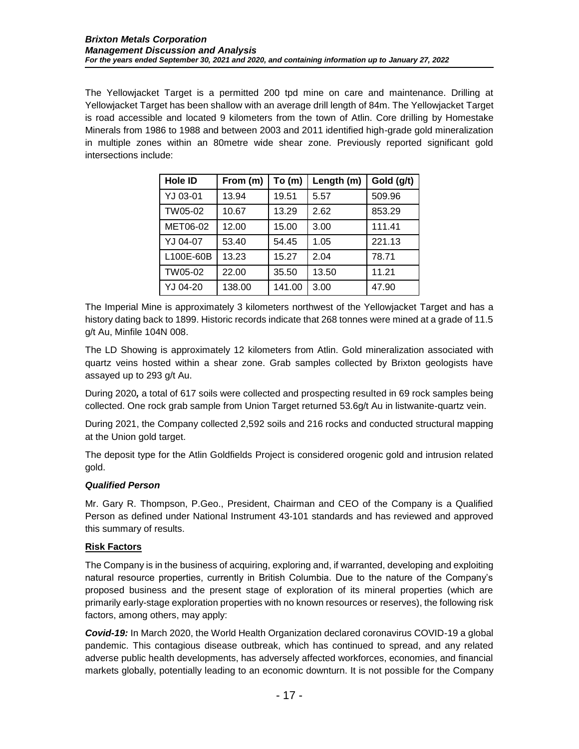The Yellowjacket Target is a permitted 200 tpd mine on care and maintenance. Drilling at Yellowjacket Target has been shallow with an average drill length of 84m. The Yellowjacket Target is road accessible and located 9 kilometers from the town of Atlin. Core drilling by Homestake Minerals from 1986 to 1988 and between 2003 and 2011 identified high-grade gold mineralization in multiple zones within an 80metre wide shear zone. Previously reported significant gold intersections include:

| Hole ID | From (m) | To (m) | Length (m) | Gold (g/t) |
|---|---|---|---|---|
| YJ 03-01 | 13.94 | 19.51 | 5.57 | 509.96 |
| TW05-02 | 10.67 | 13.29 | 2.62 | 853.29 |
| MET06-02 | 12.00 | 15.00 | 3.00 | 111.41 |
| YJ 04-07 | 53.40 | 54.45 | 1.05 | 221.13 |
| L100E-60B | 13.23 | 15.27 | 2.04 | 78.71 |
| TW05-02 | 22.00 | 35.50 | 13.50 | 11.21 |
| YJ 04-20 | 138.00 | 141.00 | 3.00 | 47.90 |

The Imperial Mine is approximately 3 kilometers northwest of the Yellowjacket Target and has a history dating back to 1899. Historic records indicate that 268 tonnes were mined at a grade of 11.5 g/t Au, Minfile 104N 008.

The LD Showing is approximately 12 kilometers from Atlin. Gold mineralization associated with quartz veins hosted within a shear zone. Grab samples collected by Brixton geologists have assayed up to 293 g/t Au.

During 2020*,* a total of 617 soils were collected and prospecting resulted in 69 rock samples being collected. One rock grab sample from Union Target returned 53.6g/t Au in listwanite-quartz vein.

During 2021, the Company collected 2,592 soils and 216 rocks and conducted structural mapping at the Union gold target.

The deposit type for the Atlin Goldfields Project is considered orogenic gold and intrusion related gold.

***Qualified Person***

Mr. Gary R. Thompson, P.Geo., President, Chairman and CEO of the Company is a Qualified Person as defined under National Instrument 43-101 standards and has reviewed and approved this summary of results.

## Risk Factors

The Company is in the business of acquiring, exploring and, if warranted, developing and exploiting natural resource properties, currently in British Columbia. Due to the nature of the Company's proposed business and the present stage of exploration of its mineral properties (which are primarily early-stage exploration properties with no known resources or reserves), the following risk factors, among others, may apply:

***Covid-19:*** In March 2020, the World Health Organization declared coronavirus COVID-19 a global pandemic. This contagious disease outbreak, which has continued to spread, and any related adverse public health developments, has adversely affected workforces, economies, and financial markets globally, potentially leading to an economic downturn. It is not possible for the Company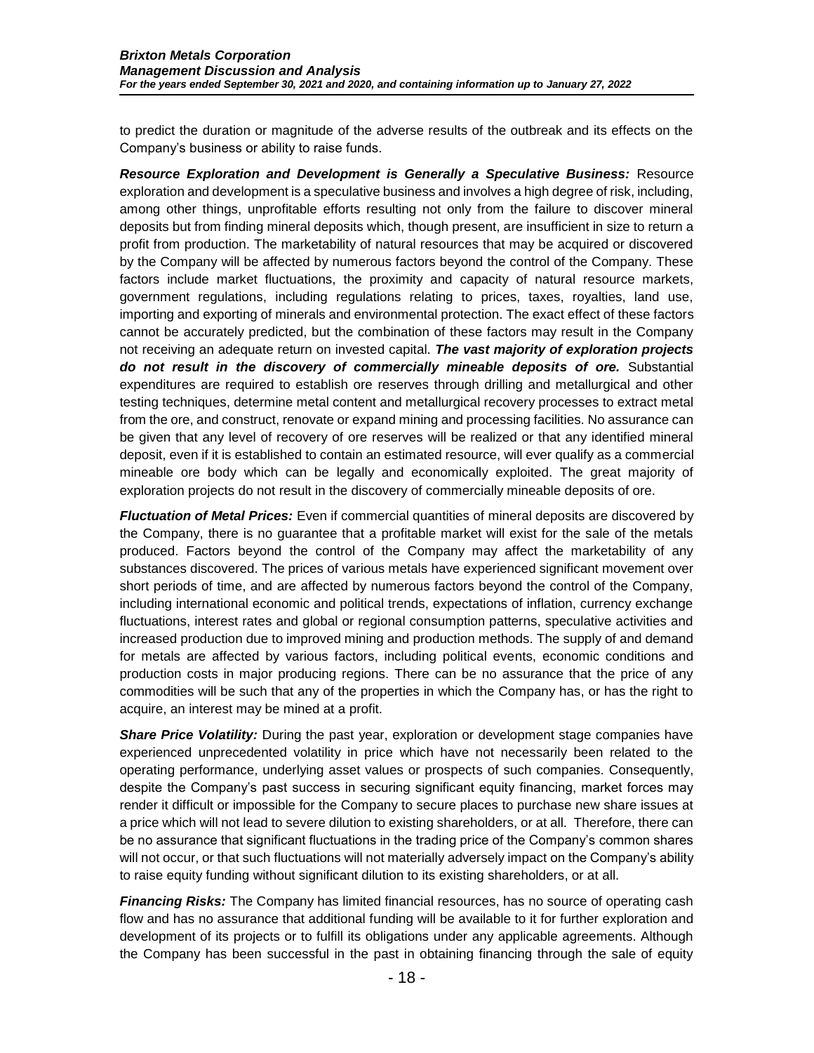to predict the duration or magnitude of the adverse results of the outbreak and its effects on the Company's business or ability to raise funds.

***Resource Exploration and Development is Generally a Speculative Business:*** Resource exploration and development is a speculative business and involves a high degree of risk, including, among other things, unprofitable efforts resulting not only from the failure to discover mineral deposits but from finding mineral deposits which, though present, are insufficient in size to return a profit from production. The marketability of natural resources that may be acquired or discovered by the Company will be affected by numerous factors beyond the control of the Company. These factors include market fluctuations, the proximity and capacity of natural resource markets, government regulations, including regulations relating to prices, taxes, royalties, land use, importing and exporting of minerals and environmental protection. The exact effect of these factors cannot be accurately predicted, but the combination of these factors may result in the Company not receiving an adequate return on invested capital. ***The vast majority of exploration projects do not result in the discovery of commercially mineable deposits of ore.*** Substantial expenditures are required to establish ore reserves through drilling and metallurgical and other testing techniques, determine metal content and metallurgical recovery processes to extract metal from the ore, and construct, renovate or expand mining and processing facilities. No assurance can be given that any level of recovery of ore reserves will be realized or that any identified mineral deposit, even if it is established to contain an estimated resource, will ever qualify as a commercial mineable ore body which can be legally and economically exploited. The great majority of exploration projects do not result in the discovery of commercially mineable deposits of ore.

***Fluctuation of Metal Prices:*** Even if commercial quantities of mineral deposits are discovered by the Company, there is no guarantee that a profitable market will exist for the sale of the metals produced. Factors beyond the control of the Company may affect the marketability of any substances discovered. The prices of various metals have experienced significant movement over short periods of time, and are affected by numerous factors beyond the control of the Company, including international economic and political trends, expectations of inflation, currency exchange fluctuations, interest rates and global or regional consumption patterns, speculative activities and increased production due to improved mining and production methods. The supply of and demand for metals are affected by various factors, including political events, economic conditions and production costs in major producing regions. There can be no assurance that the price of any commodities will be such that any of the properties in which the Company has, or has the right to acquire, an interest may be mined at a profit.

***Share Price Volatility:*** During the past year, exploration or development stage companies have experienced unprecedented volatility in price which have not necessarily been related to the operating performance, underlying asset values or prospects of such companies. Consequently, despite the Company's past success in securing significant equity financing, market forces may render it difficult or impossible for the Company to secure places to purchase new share issues at a price which will not lead to severe dilution to existing shareholders, or at all. Therefore, there can be no assurance that significant fluctuations in the trading price of the Company's common shares will not occur, or that such fluctuations will not materially adversely impact on the Company's ability to raise equity funding without significant dilution to its existing shareholders, or at all.

***Financing Risks:*** The Company has limited financial resources, has no source of operating cash flow and has no assurance that additional funding will be available to it for further exploration and development of its projects or to fulfill its obligations under any applicable agreements. Although the Company has been successful in the past in obtaining financing through the sale of equity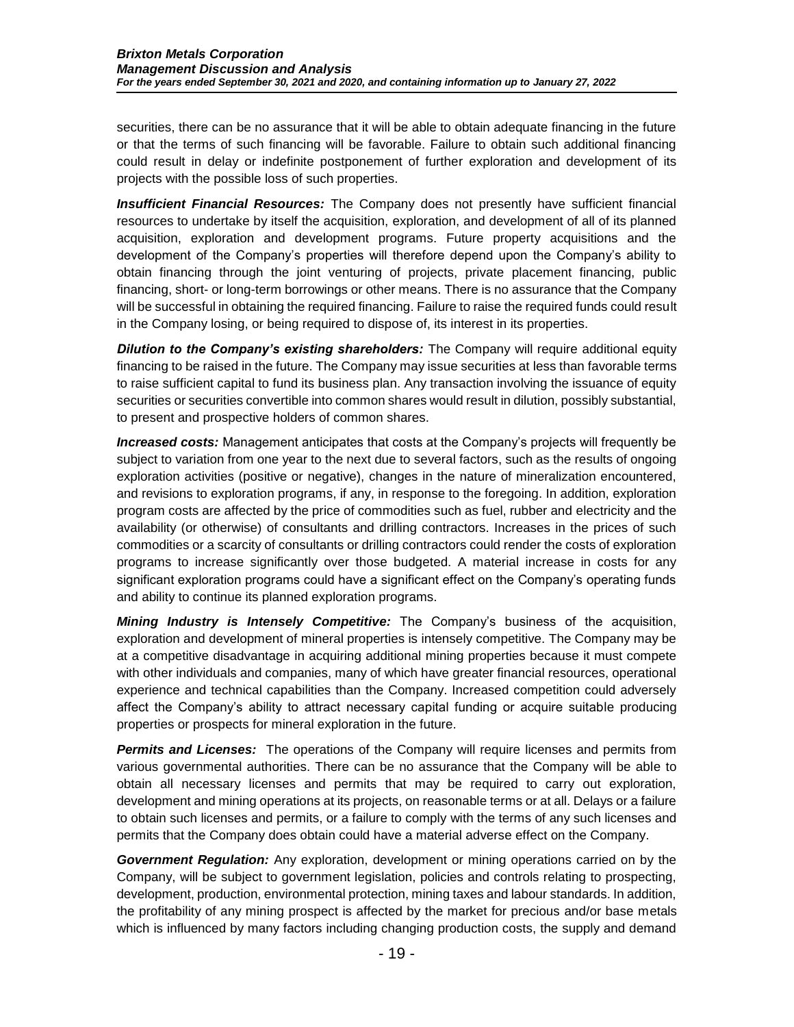securities, there can be no assurance that it will be able to obtain adequate financing in the future or that the terms of such financing will be favorable. Failure to obtain such additional financing could result in delay or indefinite postponement of further exploration and development of its projects with the possible loss of such properties.

***Insufficient Financial Resources:*** The Company does not presently have sufficient financial resources to undertake by itself the acquisition, exploration, and development of all of its planned acquisition, exploration and development programs. Future property acquisitions and the development of the Company's properties will therefore depend upon the Company's ability to obtain financing through the joint venturing of projects, private placement financing, public financing, short- or long-term borrowings or other means. There is no assurance that the Company will be successful in obtaining the required financing. Failure to raise the required funds could result in the Company losing, or being required to dispose of, its interest in its properties.

***Dilution to the Company's existing shareholders:*** The Company will require additional equity financing to be raised in the future. The Company may issue securities at less than favorable terms to raise sufficient capital to fund its business plan. Any transaction involving the issuance of equity securities or securities convertible into common shares would result in dilution, possibly substantial, to present and prospective holders of common shares.

***Increased costs:*** Management anticipates that costs at the Company's projects will frequently be subject to variation from one year to the next due to several factors, such as the results of ongoing exploration activities (positive or negative), changes in the nature of mineralization encountered, and revisions to exploration programs, if any, in response to the foregoing. In addition, exploration program costs are affected by the price of commodities such as fuel, rubber and electricity and the availability (or otherwise) of consultants and drilling contractors. Increases in the prices of such commodities or a scarcity of consultants or drilling contractors could render the costs of exploration programs to increase significantly over those budgeted. A material increase in costs for any significant exploration programs could have a significant effect on the Company's operating funds and ability to continue its planned exploration programs.

***Mining Industry is Intensely Competitive:*** The Company's business of the acquisition, exploration and development of mineral properties is intensely competitive. The Company may be at a competitive disadvantage in acquiring additional mining properties because it must compete with other individuals and companies, many of which have greater financial resources, operational experience and technical capabilities than the Company. Increased competition could adversely affect the Company's ability to attract necessary capital funding or acquire suitable producing properties or prospects for mineral exploration in the future.

***Permits and Licenses:*** The operations of the Company will require licenses and permits from various governmental authorities. There can be no assurance that the Company will be able to obtain all necessary licenses and permits that may be required to carry out exploration, development and mining operations at its projects, on reasonable terms or at all. Delays or a failure to obtain such licenses and permits, or a failure to comply with the terms of any such licenses and permits that the Company does obtain could have a material adverse effect on the Company.

***Government Regulation:*** Any exploration, development or mining operations carried on by the Company, will be subject to government legislation, policies and controls relating to prospecting, development, production, environmental protection, mining taxes and labour standards. In addition, the profitability of any mining prospect is affected by the market for precious and/or base metals which is influenced by many factors including changing production costs, the supply and demand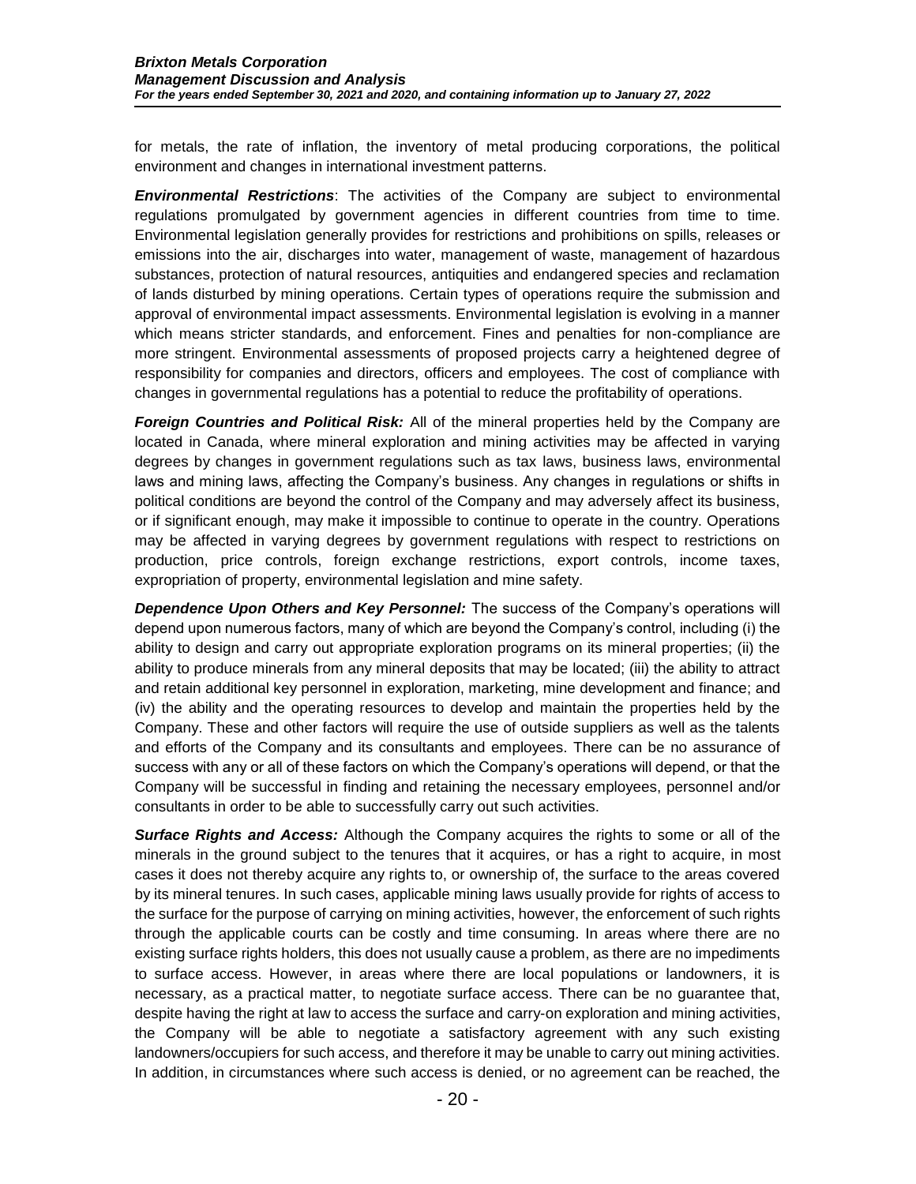for metals, the rate of inflation, the inventory of metal producing corporations, the political environment and changes in international investment patterns.

***Environmental Restrictions***: The activities of the Company are subject to environmental regulations promulgated by government agencies in different countries from time to time. Environmental legislation generally provides for restrictions and prohibitions on spills, releases or emissions into the air, discharges into water, management of waste, management of hazardous substances, protection of natural resources, antiquities and endangered species and reclamation of lands disturbed by mining operations. Certain types of operations require the submission and approval of environmental impact assessments. Environmental legislation is evolving in a manner which means stricter standards, and enforcement. Fines and penalties for non-compliance are more stringent. Environmental assessments of proposed projects carry a heightened degree of responsibility for companies and directors, officers and employees. The cost of compliance with changes in governmental regulations has a potential to reduce the profitability of operations.

***Foreign Countries and Political Risk:*** All of the mineral properties held by the Company are located in Canada, where mineral exploration and mining activities may be affected in varying degrees by changes in government regulations such as tax laws, business laws, environmental laws and mining laws, affecting the Company's business. Any changes in regulations or shifts in political conditions are beyond the control of the Company and may adversely affect its business, or if significant enough, may make it impossible to continue to operate in the country. Operations may be affected in varying degrees by government regulations with respect to restrictions on production, price controls, foreign exchange restrictions, export controls, income taxes, expropriation of property, environmental legislation and mine safety.

***Dependence Upon Others and Key Personnel:*** The success of the Company's operations will depend upon numerous factors, many of which are beyond the Company's control, including (i) the ability to design and carry out appropriate exploration programs on its mineral properties; (ii) the ability to produce minerals from any mineral deposits that may be located; (iii) the ability to attract and retain additional key personnel in exploration, marketing, mine development and finance; and (iv) the ability and the operating resources to develop and maintain the properties held by the Company. These and other factors will require the use of outside suppliers as well as the talents and efforts of the Company and its consultants and employees. There can be no assurance of success with any or all of these factors on which the Company's operations will depend, or that the Company will be successful in finding and retaining the necessary employees, personnel and/or consultants in order to be able to successfully carry out such activities.

***Surface Rights and Access:*** Although the Company acquires the rights to some or all of the minerals in the ground subject to the tenures that it acquires, or has a right to acquire, in most cases it does not thereby acquire any rights to, or ownership of, the surface to the areas covered by its mineral tenures. In such cases, applicable mining laws usually provide for rights of access to the surface for the purpose of carrying on mining activities, however, the enforcement of such rights through the applicable courts can be costly and time consuming. In areas where there are no existing surface rights holders, this does not usually cause a problem, as there are no impediments to surface access. However, in areas where there are local populations or landowners, it is necessary, as a practical matter, to negotiate surface access. There can be no guarantee that, despite having the right at law to access the surface and carry-on exploration and mining activities, the Company will be able to negotiate a satisfactory agreement with any such existing landowners/occupiers for such access, and therefore it may be unable to carry out mining activities. In addition, in circumstances where such access is denied, or no agreement can be reached, the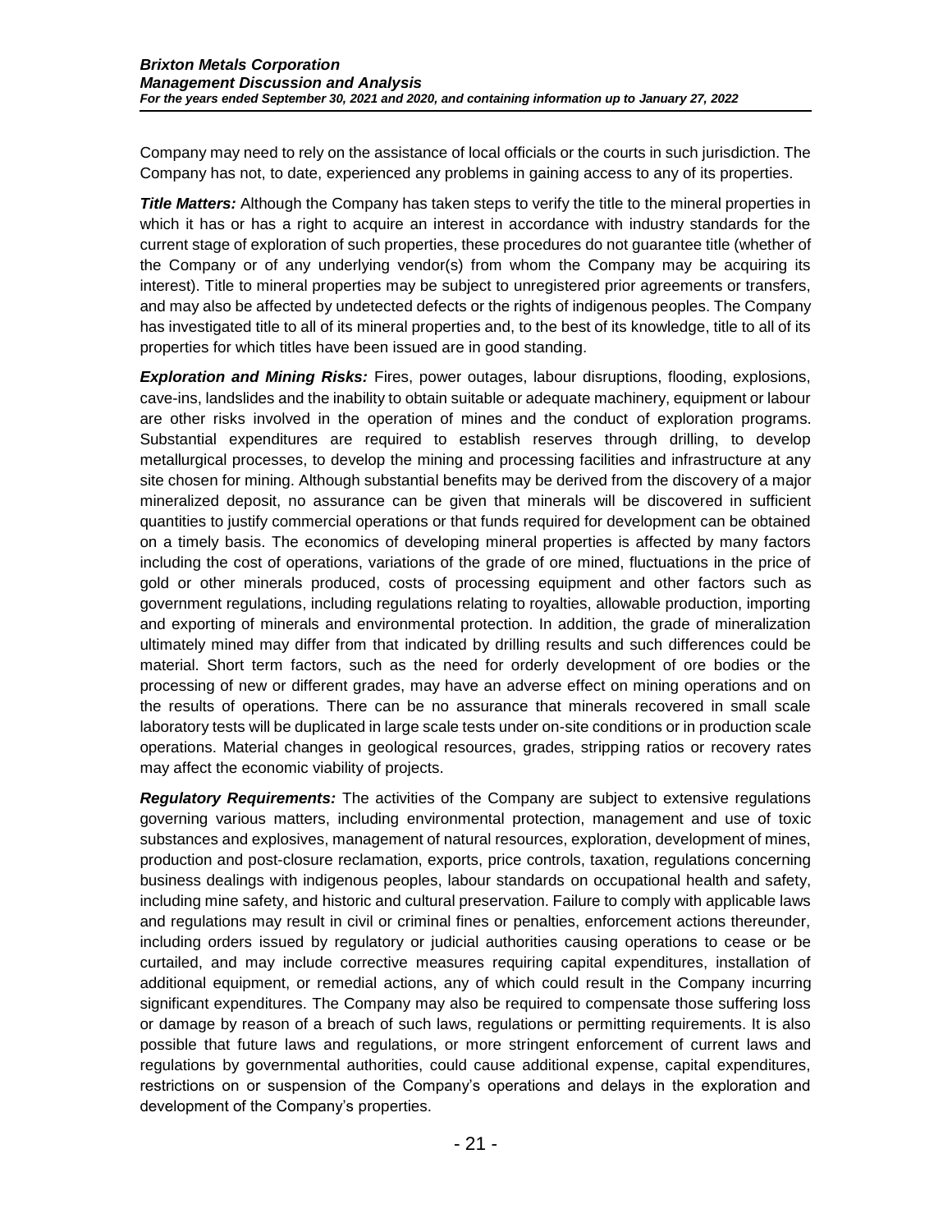Company may need to rely on the assistance of local officials or the courts in such jurisdiction. The Company has not, to date, experienced any problems in gaining access to any of its properties.

***Title Matters:*** Although the Company has taken steps to verify the title to the mineral properties in which it has or has a right to acquire an interest in accordance with industry standards for the current stage of exploration of such properties, these procedures do not guarantee title (whether of the Company or of any underlying vendor(s) from whom the Company may be acquiring its interest). Title to mineral properties may be subject to unregistered prior agreements or transfers, and may also be affected by undetected defects or the rights of indigenous peoples. The Company has investigated title to all of its mineral properties and, to the best of its knowledge, title to all of its properties for which titles have been issued are in good standing.

***Exploration and Mining Risks:*** Fires, power outages, labour disruptions, flooding, explosions, cave-ins, landslides and the inability to obtain suitable or adequate machinery, equipment or labour are other risks involved in the operation of mines and the conduct of exploration programs. Substantial expenditures are required to establish reserves through drilling, to develop metallurgical processes, to develop the mining and processing facilities and infrastructure at any site chosen for mining. Although substantial benefits may be derived from the discovery of a major mineralized deposit, no assurance can be given that minerals will be discovered in sufficient quantities to justify commercial operations or that funds required for development can be obtained on a timely basis. The economics of developing mineral properties is affected by many factors including the cost of operations, variations of the grade of ore mined, fluctuations in the price of gold or other minerals produced, costs of processing equipment and other factors such as government regulations, including regulations relating to royalties, allowable production, importing and exporting of minerals and environmental protection. In addition, the grade of mineralization ultimately mined may differ from that indicated by drilling results and such differences could be material. Short term factors, such as the need for orderly development of ore bodies or the processing of new or different grades, may have an adverse effect on mining operations and on the results of operations. There can be no assurance that minerals recovered in small scale laboratory tests will be duplicated in large scale tests under on-site conditions or in production scale operations. Material changes in geological resources, grades, stripping ratios or recovery rates may affect the economic viability of projects.

***Regulatory Requirements:*** The activities of the Company are subject to extensive regulations governing various matters, including environmental protection, management and use of toxic substances and explosives, management of natural resources, exploration, development of mines, production and post-closure reclamation, exports, price controls, taxation, regulations concerning business dealings with indigenous peoples, labour standards on occupational health and safety, including mine safety, and historic and cultural preservation. Failure to comply with applicable laws and regulations may result in civil or criminal fines or penalties, enforcement actions thereunder, including orders issued by regulatory or judicial authorities causing operations to cease or be curtailed, and may include corrective measures requiring capital expenditures, installation of additional equipment, or remedial actions, any of which could result in the Company incurring significant expenditures. The Company may also be required to compensate those suffering loss or damage by reason of a breach of such laws, regulations or permitting requirements. It is also possible that future laws and regulations, or more stringent enforcement of current laws and regulations by governmental authorities, could cause additional expense, capital expenditures, restrictions on or suspension of the Company's operations and delays in the exploration and development of the Company's properties.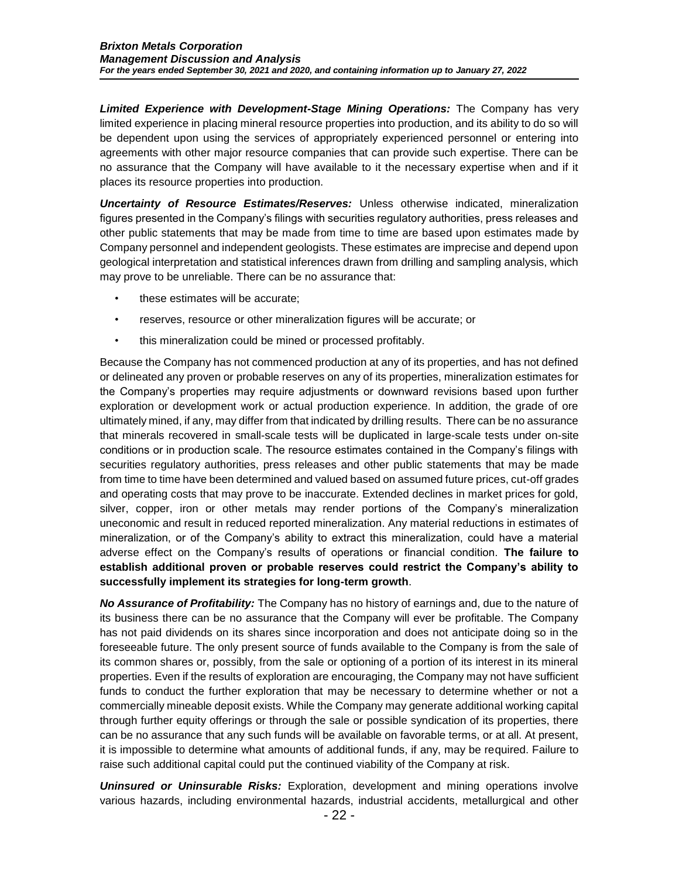***Limited Experience with Development-Stage Mining Operations:*** The Company has very limited experience in placing mineral resource properties into production, and its ability to do so will be dependent upon using the services of appropriately experienced personnel or entering into agreements with other major resource companies that can provide such expertise. There can be no assurance that the Company will have available to it the necessary expertise when and if it places its resource properties into production.

***Uncertainty of Resource Estimates/Reserves:*** Unless otherwise indicated, mineralization figures presented in the Company's filings with securities regulatory authorities, press releases and other public statements that may be made from time to time are based upon estimates made by Company personnel and independent geologists. These estimates are imprecise and depend upon geological interpretation and statistical inferences drawn from drilling and sampling analysis, which may prove to be unreliable. There can be no assurance that:

- these estimates will be accurate;
- reserves, resource or other mineralization figures will be accurate; or
- this mineralization could be mined or processed profitably.

Because the Company has not commenced production at any of its properties, and has not defined or delineated any proven or probable reserves on any of its properties, mineralization estimates for the Company's properties may require adjustments or downward revisions based upon further exploration or development work or actual production experience. In addition, the grade of ore ultimately mined, if any, may differ from that indicated by drilling results. There can be no assurance that minerals recovered in small-scale tests will be duplicated in large-scale tests under on-site conditions or in production scale. The resource estimates contained in the Company's filings with securities regulatory authorities, press releases and other public statements that may be made from time to time have been determined and valued based on assumed future prices, cut-off grades and operating costs that may prove to be inaccurate. Extended declines in market prices for gold, silver, copper, iron or other metals may render portions of the Company's mineralization uneconomic and result in reduced reported mineralization. Any material reductions in estimates of mineralization, or of the Company's ability to extract this mineralization, could have a material adverse effect on the Company's results of operations or financial condition. **The failure to establish additional proven or probable reserves could restrict the Company's ability to successfully implement its strategies for long-term growth**.

***No Assurance of Profitability:*** The Company has no history of earnings and, due to the nature of its business there can be no assurance that the Company will ever be profitable. The Company has not paid dividends on its shares since incorporation and does not anticipate doing so in the foreseeable future. The only present source of funds available to the Company is from the sale of its common shares or, possibly, from the sale or optioning of a portion of its interest in its mineral properties. Even if the results of exploration are encouraging, the Company may not have sufficient funds to conduct the further exploration that may be necessary to determine whether or not a commercially mineable deposit exists. While the Company may generate additional working capital through further equity offerings or through the sale or possible syndication of its properties, there can be no assurance that any such funds will be available on favorable terms, or at all. At present, it is impossible to determine what amounts of additional funds, if any, may be required. Failure to raise such additional capital could put the continued viability of the Company at risk.

***Uninsured or Uninsurable Risks:*** Exploration, development and mining operations involve various hazards, including environmental hazards, industrial accidents, metallurgical and other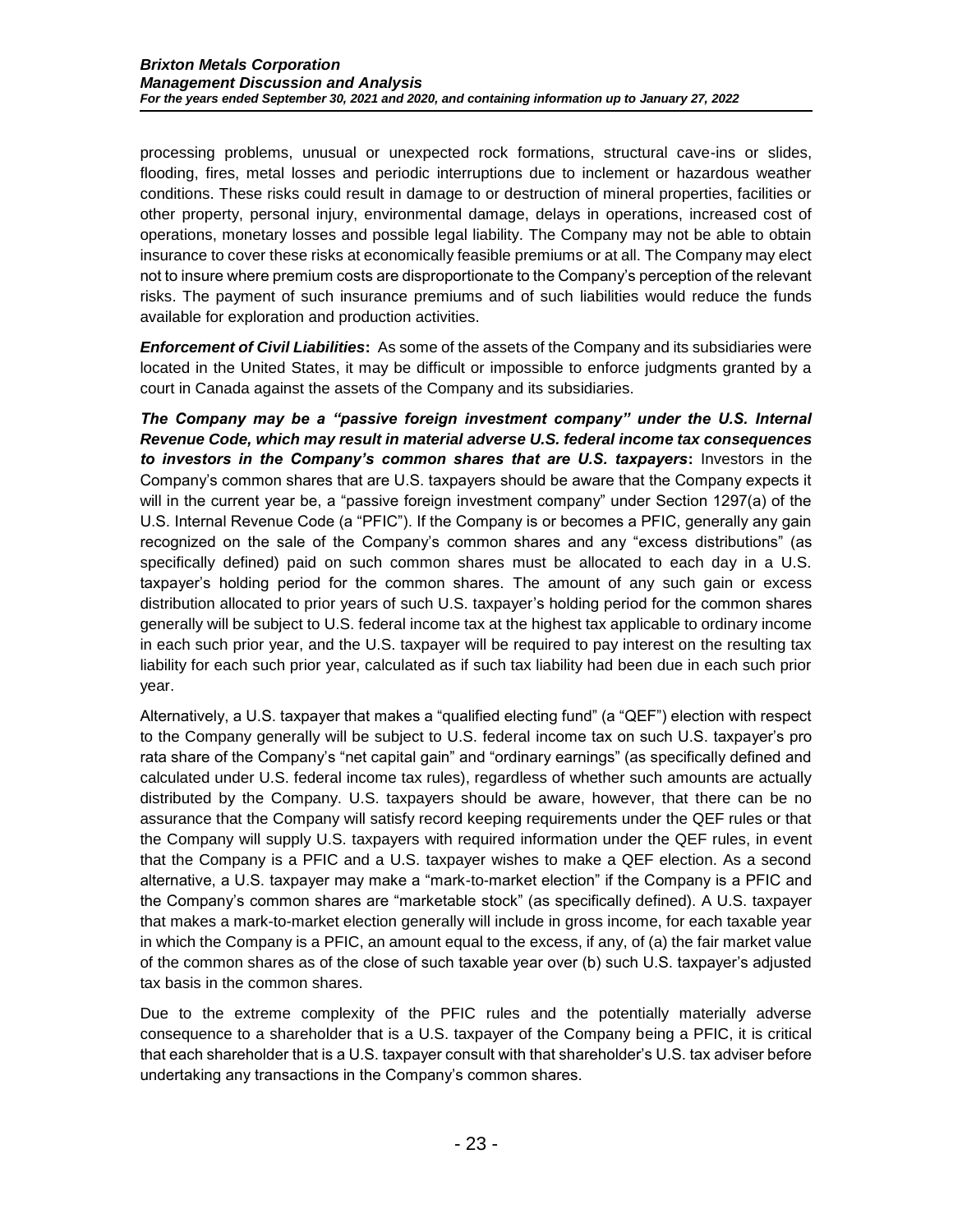processing problems, unusual or unexpected rock formations, structural cave-ins or slides, flooding, fires, metal losses and periodic interruptions due to inclement or hazardous weather conditions. These risks could result in damage to or destruction of mineral properties, facilities or other property, personal injury, environmental damage, delays in operations, increased cost of operations, monetary losses and possible legal liability. The Company may not be able to obtain insurance to cover these risks at economically feasible premiums or at all. The Company may elect not to insure where premium costs are disproportionate to the Company's perception of the relevant risks. The payment of such insurance premiums and of such liabilities would reduce the funds available for exploration and production activities.

***Enforcement of Civil Liabilities*:** As some of the assets of the Company and its subsidiaries were located in the United States, it may be difficult or impossible to enforce judgments granted by a court in Canada against the assets of the Company and its subsidiaries.

***The Company may be a "passive foreign investment company" under the U.S. Internal Revenue Code, which may result in material adverse U.S. federal income tax consequences to investors in the Company's common shares that are U.S. taxpayers*:** Investors in the Company's common shares that are U.S. taxpayers should be aware that the Company expects it will in the current year be, a "passive foreign investment company" under Section 1297(a) of the U.S. Internal Revenue Code (a "PFIC"). If the Company is or becomes a PFIC, generally any gain recognized on the sale of the Company's common shares and any "excess distributions" (as specifically defined) paid on such common shares must be allocated to each day in a U.S. taxpayer's holding period for the common shares. The amount of any such gain or excess distribution allocated to prior years of such U.S. taxpayer's holding period for the common shares generally will be subject to U.S. federal income tax at the highest tax applicable to ordinary income in each such prior year, and the U.S. taxpayer will be required to pay interest on the resulting tax liability for each such prior year, calculated as if such tax liability had been due in each such prior year.

Alternatively, a U.S. taxpayer that makes a "qualified electing fund" (a "QEF") election with respect to the Company generally will be subject to U.S. federal income tax on such U.S. taxpayer's pro rata share of the Company's "net capital gain" and "ordinary earnings" (as specifically defined and calculated under U.S. federal income tax rules), regardless of whether such amounts are actually distributed by the Company. U.S. taxpayers should be aware, however, that there can be no assurance that the Company will satisfy record keeping requirements under the QEF rules or that the Company will supply U.S. taxpayers with required information under the QEF rules, in event that the Company is a PFIC and a U.S. taxpayer wishes to make a QEF election. As a second alternative, a U.S. taxpayer may make a "mark-to-market election" if the Company is a PFIC and the Company's common shares are "marketable stock" (as specifically defined). A U.S. taxpayer that makes a mark-to-market election generally will include in gross income, for each taxable year in which the Company is a PFIC, an amount equal to the excess, if any, of (a) the fair market value of the common shares as of the close of such taxable year over (b) such U.S. taxpayer's adjusted tax basis in the common shares.

Due to the extreme complexity of the PFIC rules and the potentially materially adverse consequence to a shareholder that is a U.S. taxpayer of the Company being a PFIC, it is critical that each shareholder that is a U.S. taxpayer consult with that shareholder's U.S. tax adviser before undertaking any transactions in the Company's common shares.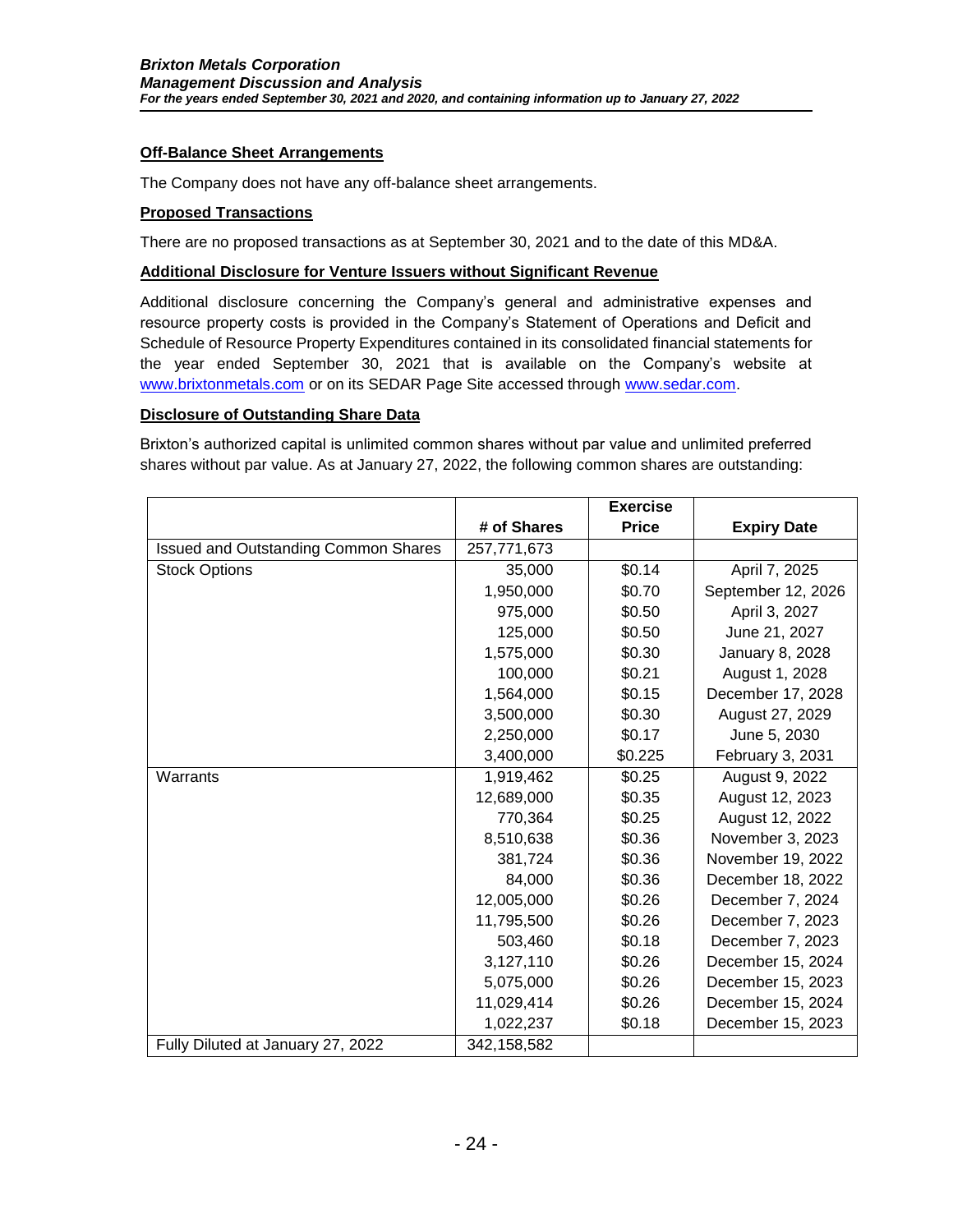**Off-Balance Sheet Arrangements**

The Company does not have any off-balance sheet arrangements.

**Proposed Transactions**

There are no proposed transactions as at September 30, 2021 and to the date of this MD&A.

**Additional Disclosure for Venture Issuers without Significant Revenue**

Additional disclosure concerning the Company's general and administrative expenses and resource property costs is provided in the Company's Statement of Operations and Deficit and Schedule of Resource Property Expenditures contained in its consolidated financial statements for the year ended September 30, 2021 that is available on the Company's website at www.brixtonmetals.com or on its SEDAR Page Site accessed through www.sedar.com.

**Disclosure of Outstanding Share Data**

Brixton's authorized capital is unlimited common shares without par value and unlimited preferred shares without par value. As at January 27, 2022, the following common shares are outstanding:

| | # of Shares | Exercise Price | Expiry Date |
|---|---|---|---|
| Issued and Outstanding Common Shares | 257,771,673 | | |
| Stock Options | 35,000 | $0.14 | April 7, 2025 |
| | 1,950,000 | $0.70 | September 12, 2026 |
| | 975,000 | $0.50 | April 3, 2027 |
| | 125,000 | $0.50 | June 21, 2027 |
| | 1,575,000 | $0.30 | January 8, 2028 |
| | 100,000 | $0.21 | August 1, 2028 |
| | 1,564,000 | $0.15 | December 17, 2028 |
| | 3,500,000 | $0.30 | August 27, 2029 |
| | 2,250,000 | $0.17 | June 5, 2030 |
| | 3,400,000 | $0.225 | February 3, 2031 |
| Warrants | 1,919,462 | $0.25 | August 9, 2022 |
| | 12,689,000 | $0.35 | August 12, 2023 |
| | 770,364 | $0.25 | August 12, 2022 |
| | 8,510,638 | $0.36 | November 3, 2023 |
| | 381,724 | $0.36 | November 19, 2022 |
| | 84,000 | $0.36 | December 18, 2022 |
| | 12,005,000 | $0.26 | December 7, 2024 |
| | 11,795,500 | $0.26 | December 7, 2023 |
| | 503,460 | $0.18 | December 7, 2023 |
| | 3,127,110 | $0.26 | December 15, 2024 |
| | 5,075,000 | $0.26 | December 15, 2023 |
| | 11,029,414 | $0.26 | December 15, 2024 |
| | 1,022,237 | $0.18 | December 15, 2023 |
| Fully Diluted at January 27, 2022 | 342,158,582 | | |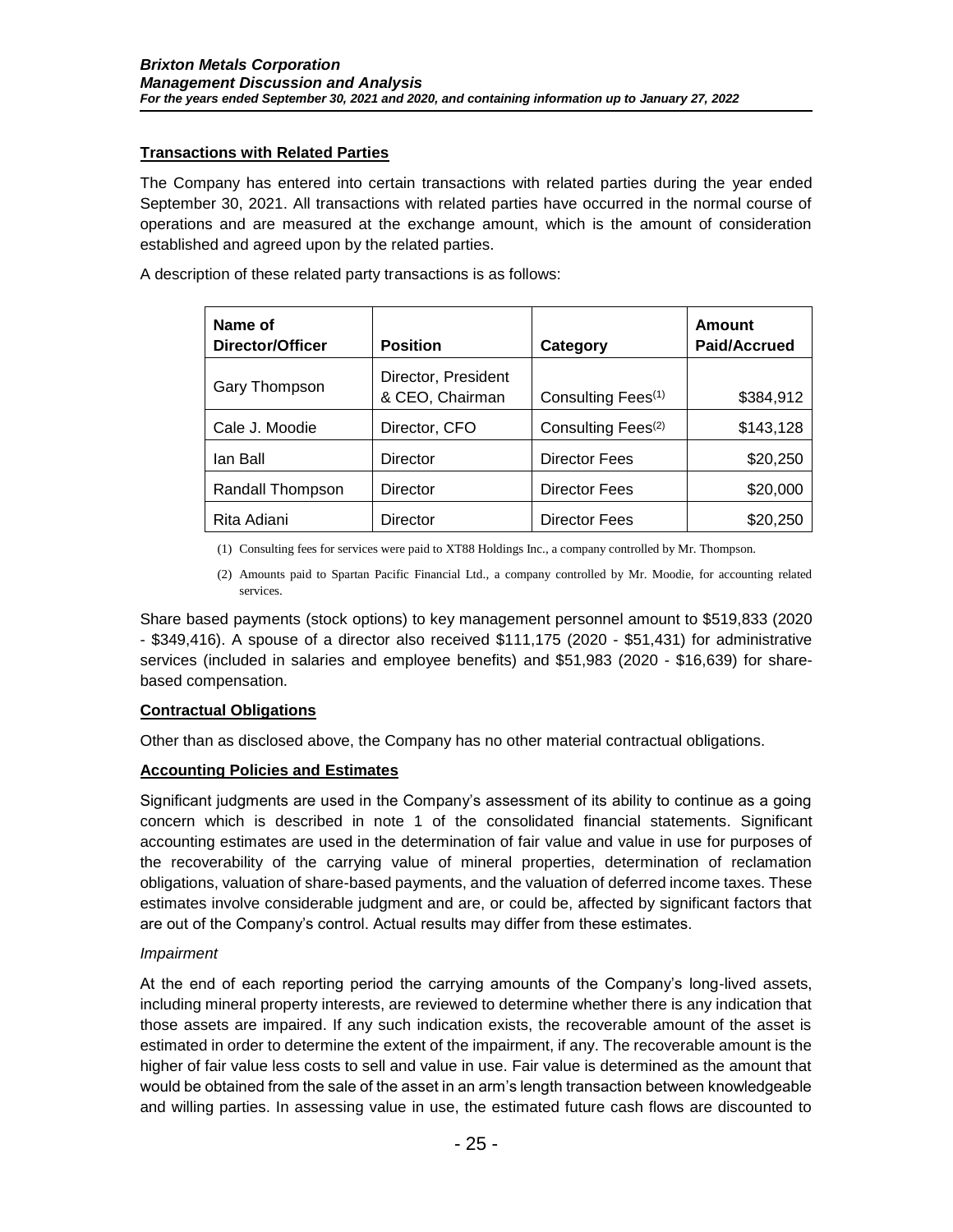## Transactions with Related Parties

The Company has entered into certain transactions with related parties during the year ended September 30, 2021. All transactions with related parties have occurred in the normal course of operations and are measured at the exchange amount, which is the amount of consideration established and agreed upon by the related parties.

A description of these related party transactions is as follows:

| Name of Director/Officer | Position | Category | Amount Paid/Accrued |
|---|---|---|---|
| Gary Thompson | Director, President & CEO, Chairman | Consulting Fees[(1)] | $384,912 |
| Cale J. Moodie | Director, CFO | Consulting Fees[(2)] | $143,128 |
| Ian Ball | Director | Director Fees | $20,250 |
| Randall Thompson | Director | Director Fees | $20,000 |
| Rita Adiani | Director | Director Fees | $20,250 |

(1) Consulting fees for services were paid to XT88 Holdings Inc., a company controlled by Mr. Thompson.

(2) Amounts paid to Spartan Pacific Financial Ltd., a company controlled by Mr. Moodie, for accounting related services.

Share based payments (stock options) to key management personnel amount to $519,833 (2020 - $349,416). A spouse of a director also received $111,175 (2020 - $51,431) for administrative services (included in salaries and employee benefits) and $51,983 (2020 - $16,639) for share-based compensation.

## Contractual Obligations

Other than as disclosed above, the Company has no other material contractual obligations.

## Accounting Policies and Estimates

Significant judgments are used in the Company's assessment of its ability to continue as a going concern which is described in note 1 of the consolidated financial statements. Significant accounting estimates are used in the determination of fair value and value in use for purposes of the recoverability of the carrying value of mineral properties, determination of reclamation obligations, valuation of share-based payments, and the valuation of deferred income taxes. These estimates involve considerable judgment and are, or could be, affected by significant factors that are out of the Company's control. Actual results may differ from these estimates.

*Impairment*

At the end of each reporting period the carrying amounts of the Company's long-lived assets, including mineral property interests, are reviewed to determine whether there is any indication that those assets are impaired. If any such indication exists, the recoverable amount of the asset is estimated in order to determine the extent of the impairment, if any. The recoverable amount is the higher of fair value less costs to sell and value in use. Fair value is determined as the amount that would be obtained from the sale of the asset in an arm's length transaction between knowledgeable and willing parties. In assessing value in use, the estimated future cash flows are discounted to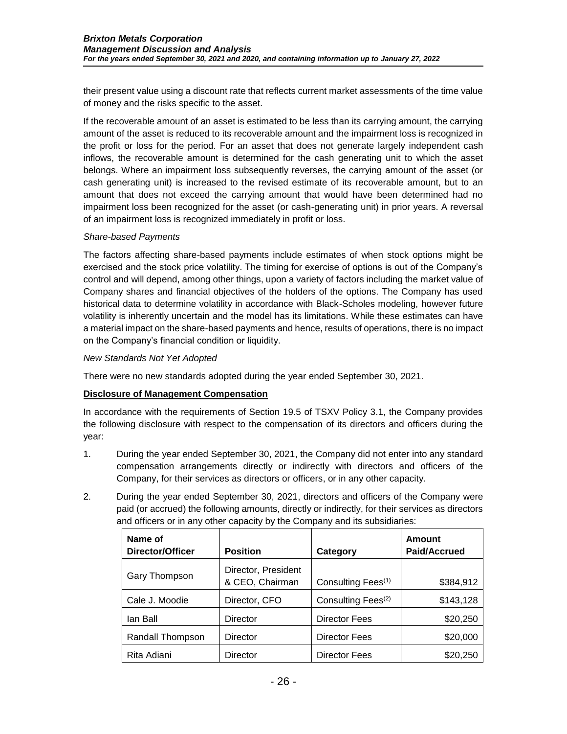their present value using a discount rate that reflects current market assessments of the time value of money and the risks specific to the asset.

If the recoverable amount of an asset is estimated to be less than its carrying amount, the carrying amount of the asset is reduced to its recoverable amount and the impairment loss is recognized in the profit or loss for the period. For an asset that does not generate largely independent cash inflows, the recoverable amount is determined for the cash generating unit to which the asset belongs. Where an impairment loss subsequently reverses, the carrying amount of the asset (or cash generating unit) is increased to the revised estimate of its recoverable amount, but to an amount that does not exceed the carrying amount that would have been determined had no impairment loss been recognized for the asset (or cash-generating unit) in prior years. A reversal of an impairment loss is recognized immediately in profit or loss.

*Share-based Payments*

The factors affecting share-based payments include estimates of when stock options might be exercised and the stock price volatility. The timing for exercise of options is out of the Company's control and will depend, among other things, upon a variety of factors including the market value of Company shares and financial objectives of the holders of the options. The Company has used historical data to determine volatility in accordance with Black-Scholes modeling, however future volatility is inherently uncertain and the model has its limitations. While these estimates can have a material impact on the share-based payments and hence, results of operations, there is no impact on the Company's financial condition or liquidity.

*New Standards Not Yet Adopted*

There were no new standards adopted during the year ended September 30, 2021.

**Disclosure of Management Compensation**

In accordance with the requirements of Section 19.5 of TSXV Policy 3.1, the Company provides the following disclosure with respect to the compensation of its directors and officers during the year:

1. During the year ended September 30, 2021, the Company did not enter into any standard compensation arrangements directly or indirectly with directors and officers of the Company, for their services as directors or officers, or in any other capacity.

2. During the year ended September 30, 2021, directors and officers of the Company were paid (or accrued) the following amounts, directly or indirectly, for their services as directors and officers or in any other capacity by the Company and its subsidiaries:

| Name of Director/Officer | Position | Category | Amount Paid/Accrued |
|---|---|---|---|
| Gary Thompson | Director, President & CEO, Chairman | Consulting Fees(1) | $384,912 |
| Cale J. Moodie | Director, CFO | Consulting Fees(2) | $143,128 |
| Ian Ball | Director | Director Fees | $20,250 |
| Randall Thompson | Director | Director Fees | $20,000 |
| Rita Adiani | Director | Director Fees | $20,250 |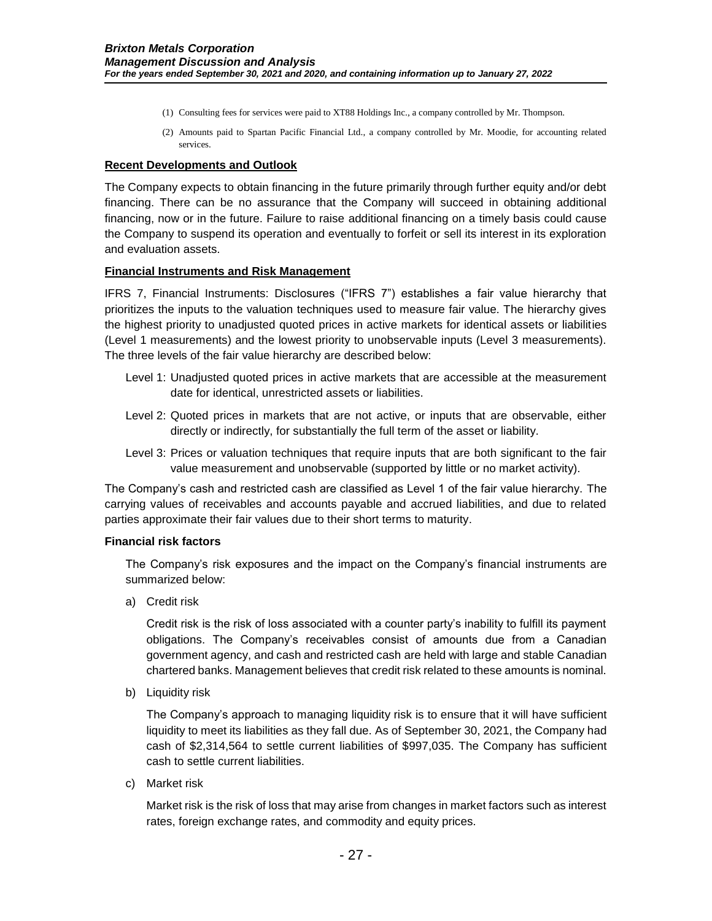(1) Consulting fees for services were paid to XT88 Holdings Inc., a company controlled by Mr. Thompson.

(2) Amounts paid to Spartan Pacific Financial Ltd., a company controlled by Mr. Moodie, for accounting related services.

## Recent Developments and Outlook

The Company expects to obtain financing in the future primarily through further equity and/or debt financing. There can be no assurance that the Company will succeed in obtaining additional financing, now or in the future. Failure to raise additional financing on a timely basis could cause the Company to suspend its operation and eventually to forfeit or sell its interest in its exploration and evaluation assets.

## Financial Instruments and Risk Management

IFRS 7, Financial Instruments: Disclosures ("IFRS 7") establishes a fair value hierarchy that prioritizes the inputs to the valuation techniques used to measure fair value. The hierarchy gives the highest priority to unadjusted quoted prices in active markets for identical assets or liabilities (Level 1 measurements) and the lowest priority to unobservable inputs (Level 3 measurements). The three levels of the fair value hierarchy are described below:

Level 1: Unadjusted quoted prices in active markets that are accessible at the measurement date for identical, unrestricted assets or liabilities.

Level 2: Quoted prices in markets that are not active, or inputs that are observable, either directly or indirectly, for substantially the full term of the asset or liability.

Level 3: Prices or valuation techniques that require inputs that are both significant to the fair value measurement and unobservable (supported by little or no market activity).

The Company's cash and restricted cash are classified as Level 1 of the fair value hierarchy. The carrying values of receivables and accounts payable and accrued liabilities, and due to related parties approximate their fair values due to their short terms to maturity.

### Financial risk factors

The Company's risk exposures and the impact on the Company's financial instruments are summarized below:

a) Credit risk

Credit risk is the risk of loss associated with a counter party's inability to fulfill its payment obligations. The Company's receivables consist of amounts due from a Canadian government agency, and cash and restricted cash are held with large and stable Canadian chartered banks. Management believes that credit risk related to these amounts is nominal.

b) Liquidity risk

The Company's approach to managing liquidity risk is to ensure that it will have sufficient liquidity to meet its liabilities as they fall due. As of September 30, 2021, the Company had cash of $2,314,564 to settle current liabilities of $997,035. The Company has sufficient cash to settle current liabilities.

c) Market risk

Market risk is the risk of loss that may arise from changes in market factors such as interest rates, foreign exchange rates, and commodity and equity prices.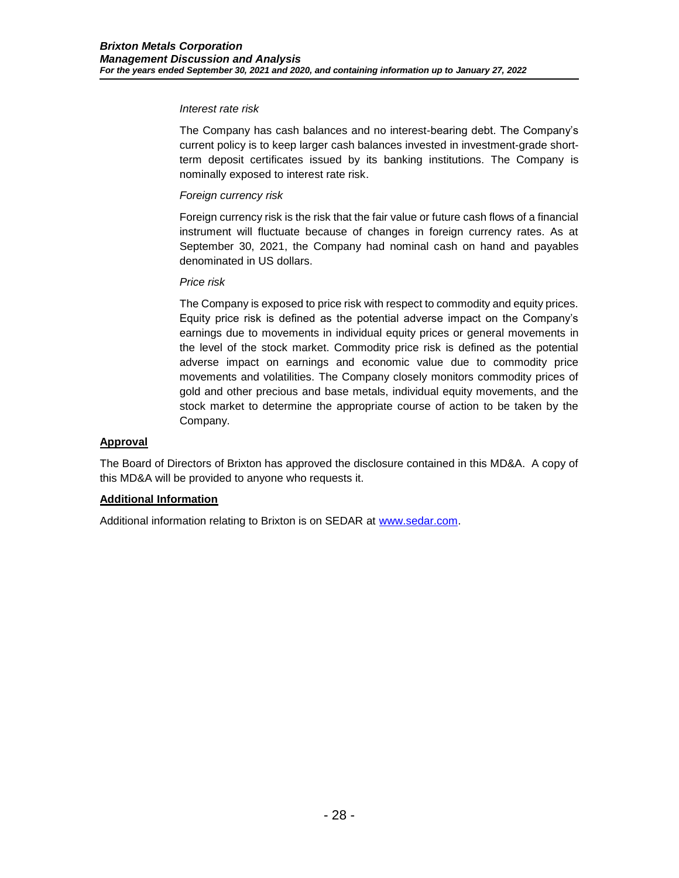*Interest rate risk*

The Company has cash balances and no interest-bearing debt. The Company's current policy is to keep larger cash balances invested in investment-grade short-term deposit certificates issued by its banking institutions. The Company is nominally exposed to interest rate risk.

*Foreign currency risk*

Foreign currency risk is the risk that the fair value or future cash flows of a financial instrument will fluctuate because of changes in foreign currency rates. As at September 30, 2021, the Company had nominal cash on hand and payables denominated in US dollars.

*Price risk*

The Company is exposed to price risk with respect to commodity and equity prices. Equity price risk is defined as the potential adverse impact on the Company's earnings due to movements in individual equity prices or general movements in the level of the stock market. Commodity price risk is defined as the potential adverse impact on earnings and economic value due to commodity price movements and volatilities. The Company closely monitors commodity prices of gold and other precious and base metals, individual equity movements, and the stock market to determine the appropriate course of action to be taken by the Company.

## Approval

The Board of Directors of Brixton has approved the disclosure contained in this MD&A. A copy of this MD&A will be provided to anyone who requests it.

## Additional Information

Additional information relating to Brixton is on SEDAR at [www.sedar.com](http://www.sedar.com).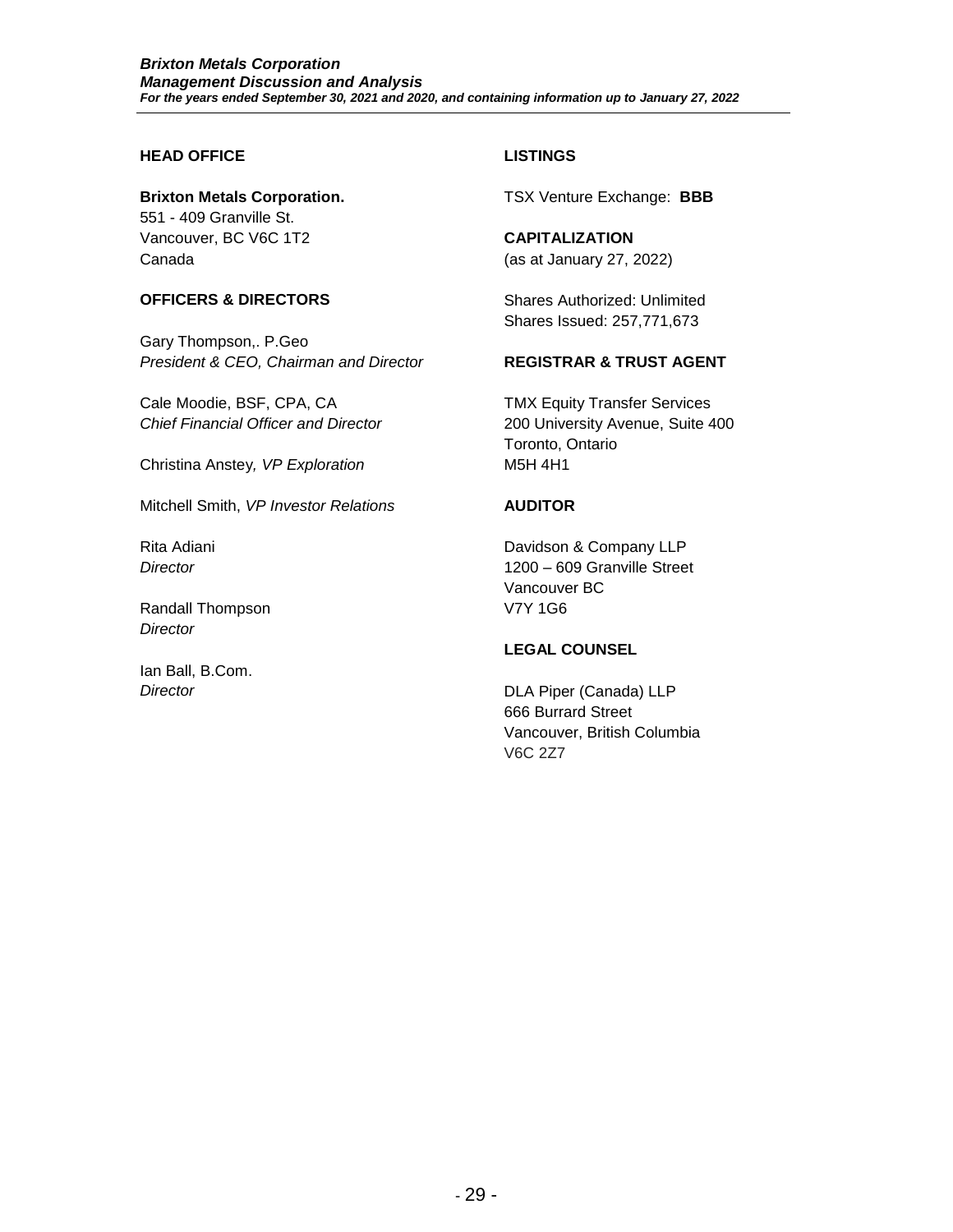**HEAD OFFICE**

**Brixton Metals Corporation.**
551 - 409 Granville St.
Vancouver, BC V6C 1T2
Canada

**OFFICERS & DIRECTORS**

Gary Thompson,. P.Geo
*President & CEO, Chairman and Director*

Cale Moodie, BSF, CPA, CA
*Chief Financial Officer and Director*

Christina Anstey*, VP Exploration*

Mitchell Smith, *VP Investor Relations*

Rita Adiani
*Director*

Randall Thompson
*Director*

Ian Ball, B.Com.
*Director*

**LISTINGS**

TSX Venture Exchange: **BBB**

**CAPITALIZATION**
(as at January 27, 2022)

Shares Authorized: Unlimited
Shares Issued: 257,771,673

**REGISTRAR & TRUST AGENT**

TMX Equity Transfer Services
200 University Avenue, Suite 400
Toronto, Ontario
M5H 4H1

**AUDITOR**

Davidson & Company LLP
1200 – 609 Granville Street
Vancouver BC
V7Y 1G6

**LEGAL COUNSEL**

DLA Piper (Canada) LLP
666 Burrard Street
Vancouver, British Columbia
V6C 2Z7